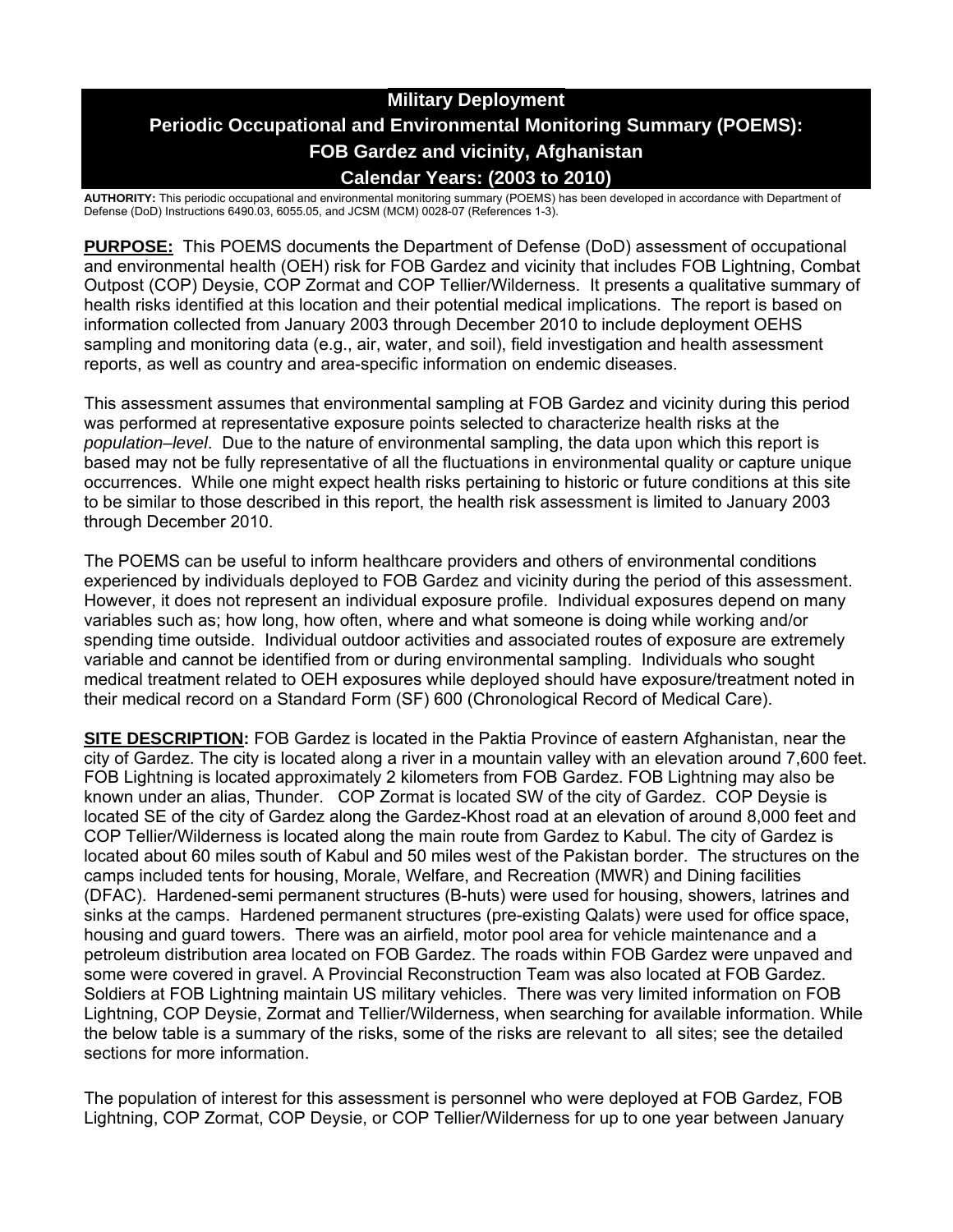# Military Deployment
# Periodic Occupational and Environmental Monitoring Summary (POEMS): FOB Gardez and vicinity, Afghanistan
# Calendar Years: (2003 to 2010)

**AUTHORITY:** This periodic occupational and environmental monitoring summary (POEMS) has been developed in accordance with Department of Defense (DoD) Instructions 6490.03, 6055.05, and JCSM (MCM) 0028-07 (References 1-3).

**PURPOSE:** This POEMS documents the Department of Defense (DoD) assessment of occupational and environmental health (OEH) risk for FOB Gardez and vicinity that includes FOB Lightning, Combat Outpost (COP) Deysie, COP Zormat and COP Tellier/Wilderness. It presents a qualitative summary of health risks identified at this location and their potential medical implications. The report is based on information collected from January 2003 through December 2010 to include deployment OEHS sampling and monitoring data (e.g., air, water, and soil), field investigation and health assessment reports, as well as country and area-specific information on endemic diseases.

This assessment assumes that environmental sampling at FOB Gardez and vicinity during this period was performed at representative exposure points selected to characterize health risks at the *population–level*. Due to the nature of environmental sampling, the data upon which this report is based may not be fully representative of all the fluctuations in environmental quality or capture unique occurrences. While one might expect health risks pertaining to historic or future conditions at this site to be similar to those described in this report, the health risk assessment is limited to January 2003 through December 2010.

The POEMS can be useful to inform healthcare providers and others of environmental conditions experienced by individuals deployed to FOB Gardez and vicinity during the period of this assessment. However, it does not represent an individual exposure profile. Individual exposures depend on many variables such as; how long, how often, where and what someone is doing while working and/or spending time outside. Individual outdoor activities and associated routes of exposure are extremely variable and cannot be identified from or during environmental sampling. Individuals who sought medical treatment related to OEH exposures while deployed should have exposure/treatment noted in their medical record on a Standard Form (SF) 600 (Chronological Record of Medical Care).

**SITE DESCRIPTION:** FOB Gardez is located in the Paktia Province of eastern Afghanistan, near the city of Gardez. The city is located along a river in a mountain valley with an elevation around 7,600 feet. FOB Lightning is located approximately 2 kilometers from FOB Gardez. FOB Lightning may also be known under an alias, Thunder. COP Zormat is located SW of the city of Gardez. COP Deysie is located SE of the city of Gardez along the Gardez-Khost road at an elevation of around 8,000 feet and COP Tellier/Wilderness is located along the main route from Gardez to Kabul. The city of Gardez is located about 60 miles south of Kabul and 50 miles west of the Pakistan border. The structures on the camps included tents for housing, Morale, Welfare, and Recreation (MWR) and Dining facilities (DFAC). Hardened-semi permanent structures (B-huts) were used for housing, showers, latrines and sinks at the camps. Hardened permanent structures (pre-existing Qalats) were used for office space, housing and guard towers. There was an airfield, motor pool area for vehicle maintenance and a petroleum distribution area located on FOB Gardez. The roads within FOB Gardez were unpaved and some were covered in gravel. A Provincial Reconstruction Team was also located at FOB Gardez. Soldiers at FOB Lightning maintain US military vehicles. There was very limited information on FOB Lightning, COP Deysie, Zormat and Tellier/Wilderness, when searching for available information. While the below table is a summary of the risks, some of the risks are relevant to all sites; see the detailed sections for more information.

The population of interest for this assessment is personnel who were deployed at FOB Gardez, FOB Lightning, COP Zormat, COP Deysie, or COP Tellier/Wilderness for up to one year between January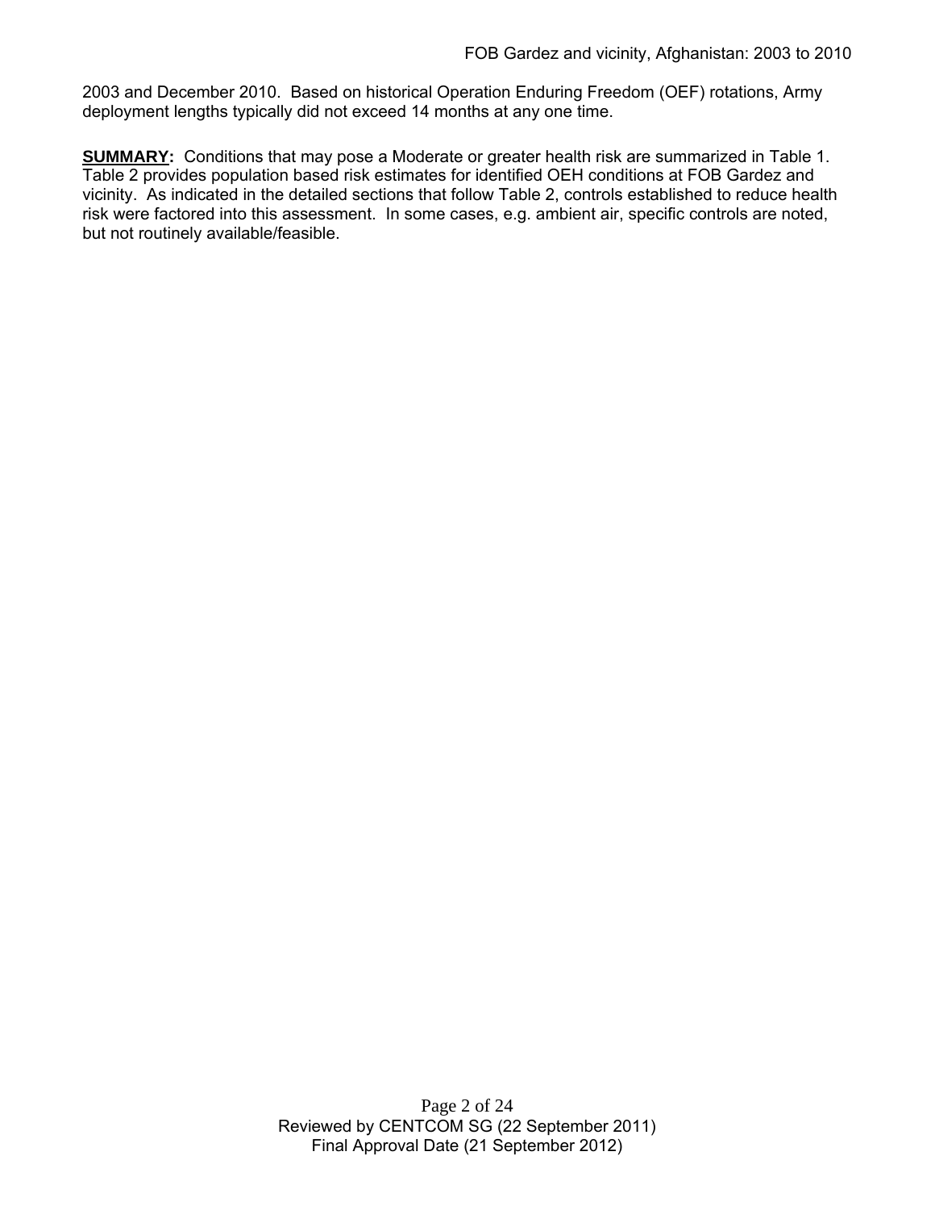2003 and December 2010. Based on historical Operation Enduring Freedom (OEF) rotations, Army deployment lengths typically did not exceed 14 months at any one time.

**SUMMARY:** Conditions that may pose a Moderate or greater health risk are summarized in Table 1. Table 2 provides population based risk estimates for identified OEH conditions at FOB Gardez and vicinity. As indicated in the detailed sections that follow Table 2, controls established to reduce health risk were factored into this assessment. In some cases, e.g. ambient air, specific controls are noted, but not routinely available/feasible.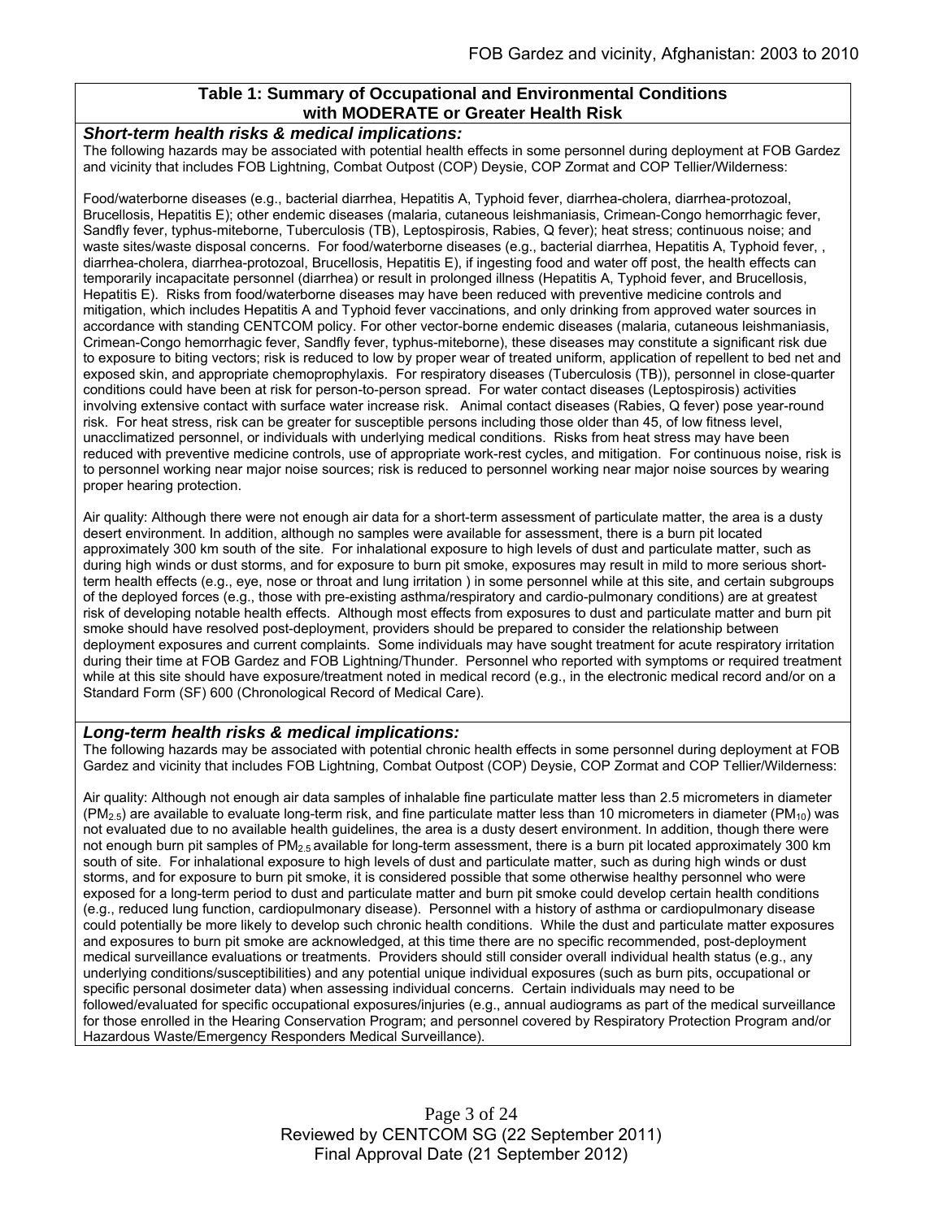**Table 1: Summary of Occupational and Environmental Conditions with MODERATE or Greater Health Risk**

***Short-term health risks & medical implications:***

The following hazards may be associated with potential health effects in some personnel during deployment at FOB Gardez and vicinity that includes FOB Lightning, Combat Outpost (COP) Deysie, COP Zormat and COP Tellier/Wilderness:

Food/waterborne diseases (e.g., bacterial diarrhea, Hepatitis A, Typhoid fever, diarrhea-cholera, diarrhea-protozoal, Brucellosis, Hepatitis E); other endemic diseases (malaria, cutaneous leishmaniasis, Crimean-Congo hemorrhagic fever, Sandfly fever, typhus-miteborne, Tuberculosis (TB), Leptospirosis, Rabies, Q fever); heat stress; continuous noise; and waste sites/waste disposal concerns. For food/waterborne diseases (e.g., bacterial diarrhea, Hepatitis A, Typhoid fever, , diarrhea-cholera, diarrhea-protozoal, Brucellosis, Hepatitis E), if ingesting food and water off post, the health effects can temporarily incapacitate personnel (diarrhea) or result in prolonged illness (Hepatitis A, Typhoid fever, and Brucellosis, Hepatitis E). Risks from food/waterborne diseases may have been reduced with preventive medicine controls and mitigation, which includes Hepatitis A and Typhoid fever vaccinations, and only drinking from approved water sources in accordance with standing CENTCOM policy. For other vector-borne endemic diseases (malaria, cutaneous leishmaniasis, Crimean-Congo hemorrhagic fever, Sandfly fever, typhus-miteborne), these diseases may constitute a significant risk due to exposure to biting vectors; risk is reduced to low by proper wear of treated uniform, application of repellent to bed net and exposed skin, and appropriate chemoprophylaxis. For respiratory diseases (Tuberculosis (TB)), personnel in close-quarter conditions could have been at risk for person-to-person spread. For water contact diseases (Leptospirosis) activities involving extensive contact with surface water increase risk. Animal contact diseases (Rabies, Q fever) pose year-round risk. For heat stress, risk can be greater for susceptible persons including those older than 45, of low fitness level, unacclimatized personnel, or individuals with underlying medical conditions. Risks from heat stress may have been reduced with preventive medicine controls, use of appropriate work-rest cycles, and mitigation. For continuous noise, risk is to personnel working near major noise sources; risk is reduced to personnel working near major noise sources by wearing proper hearing protection.

Air quality: Although there were not enough air data for a short-term assessment of particulate matter, the area is a dusty desert environment. In addition, although no samples were available for assessment, there is a burn pit located approximately 300 km south of the site. For inhalational exposure to high levels of dust and particulate matter, such as during high winds or dust storms, and for exposure to burn pit smoke, exposures may result in mild to more serious short-term health effects (e.g., eye, nose or throat and lung irritation ) in some personnel while at this site, and certain subgroups of the deployed forces (e.g., those with pre-existing asthma/respiratory and cardio-pulmonary conditions) are at greatest risk of developing notable health effects. Although most effects from exposures to dust and particulate matter and burn pit smoke should have resolved post-deployment, providers should be prepared to consider the relationship between deployment exposures and current complaints. Some individuals may have sought treatment for acute respiratory irritation during their time at FOB Gardez and FOB Lightning/Thunder. Personnel who reported with symptoms or required treatment while at this site should have exposure/treatment noted in medical record (e.g., in the electronic medical record and/or on a Standard Form (SF) 600 (Chronological Record of Medical Care).

***Long-term health risks & medical implications:***

The following hazards may be associated with potential chronic health effects in some personnel during deployment at FOB Gardez and vicinity that includes FOB Lightning, Combat Outpost (COP) Deysie, COP Zormat and COP Tellier/Wilderness:

Air quality: Although not enough air data samples of inhalable fine particulate matter less than 2.5 micrometers in diameter ($PM_{2.5}$) are available to evaluate long-term risk, and fine particulate matter less than 10 micrometers in diameter ($PM_{10}$) was not evaluated due to no available health guidelines, the area is a dusty desert environment. In addition, though there were not enough burn pit samples of $PM_{2.5}$ available for long-term assessment, there is a burn pit located approximately 300 km south of site. For inhalational exposure to high levels of dust and particulate matter, such as during high winds or dust storms, and for exposure to burn pit smoke, it is considered possible that some otherwise healthy personnel who were exposed for a long-term period to dust and particulate matter and burn pit smoke could develop certain health conditions (e.g., reduced lung function, cardiopulmonary disease). Personnel with a history of asthma or cardiopulmonary disease could potentially be more likely to develop such chronic health conditions. While the dust and particulate matter exposures and exposures to burn pit smoke are acknowledged, at this time there are no specific recommended, post-deployment medical surveillance evaluations or treatments. Providers should still consider overall individual health status (e.g., any underlying conditions/susceptibilities) and any potential unique individual exposures (such as burn pits, occupational or specific personal dosimeter data) when assessing individual concerns. Certain individuals may need to be followed/evaluated for specific occupational exposures/injuries (e.g., annual audiograms as part of the medical surveillance for those enrolled in the Hearing Conservation Program; and personnel covered by Respiratory Protection Program and/or Hazardous Waste/Emergency Responders Medical Surveillance).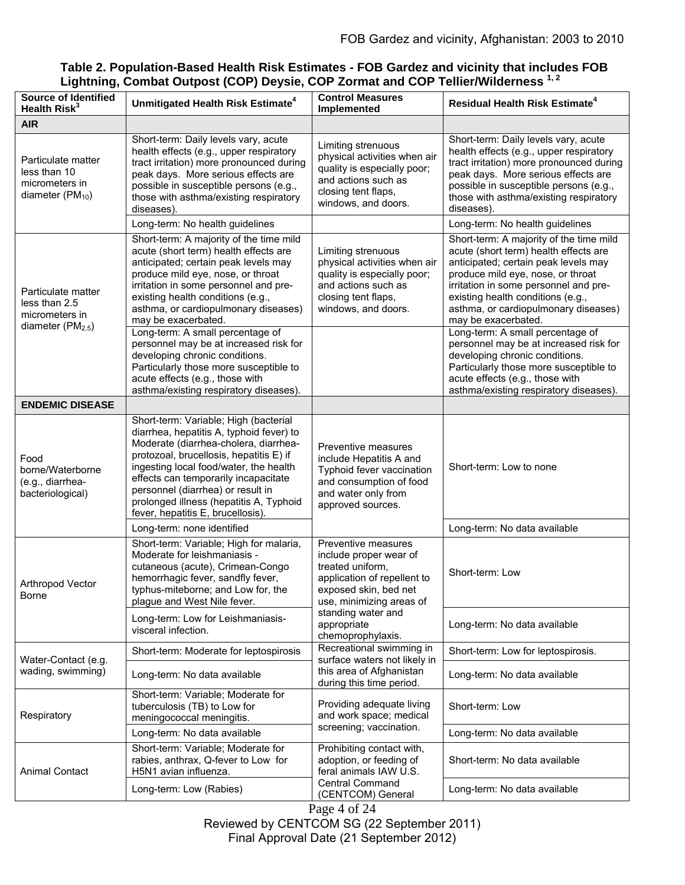**Table 2. Population-Based Health Risk Estimates - FOB Gardez and vicinity that includes FOB Lightning, Combat Outpost (COP) Deysie, COP Zormat and COP Tellier/Wilderness [1, 2]**

| Source of Identified Health Risk[3] | Unmitigated Health Risk Estimate[4] | Control Measures Implemented | Residual Health Risk Estimate[4] |
|---|---|---|---|
| **AIR** | | | |
| Particulate matter less than 10 micrometers in diameter ($PM_{10}$) | Short-term: Daily levels vary, acute health effects (e.g., upper respiratory tract irritation) more pronounced during peak days. More serious effects are possible in susceptible persons (e.g., those with asthma/existing respiratory diseases). | Limiting strenuous physical activities when air quality is especially poor; and actions such as closing tent flaps, windows, and doors. | Short-term: Daily levels vary, acute health effects (e.g., upper respiratory tract irritation) more pronounced during peak days. More serious effects are possible in susceptible persons (e.g., those with asthma/existing respiratory diseases). |
| | Long-term: No health guidelines | | Long-term: No health guidelines |
| Particulate matter less than 2.5 micrometers in diameter ($PM_{2.5}$) | Short-term: A majority of the time mild acute (short term) health effects are anticipated; certain peak levels may produce mild eye, nose, or throat irritation in some personnel and pre-existing health conditions (e.g., asthma, or cardiopulmonary diseases) may be exacerbated. | Limiting strenuous physical activities when air quality is especially poor; and actions such as closing tent flaps, windows, and doors. | Short-term: A majority of the time mild acute (short term) health effects are anticipated; certain peak levels may produce mild eye, nose, or throat irritation in some personnel and pre-existing health conditions (e.g., asthma, or cardiopulmonary diseases) may be exacerbated. |
| | Long-term: A small percentage of personnel may be at increased risk for developing chronic conditions. Particularly those more susceptible to acute effects (e.g., those with asthma/existing respiratory diseases). | | Long-term: A small percentage of personnel may be at increased risk for developing chronic conditions. Particularly those more susceptible to acute effects (e.g., those with asthma/existing respiratory diseases). |
| **ENDEMIC DISEASE** | | | |
| Food borne/Waterborne (e.g., diarrhea-bacteriological) | Short-term: Variable; High (bacterial diarrhea, hepatitis A, typhoid fever) to Moderate (diarrhea-cholera, diarrhea-protozoal, brucellosis, hepatitis E) if ingesting local food/water, the health effects can temporarily incapacitate personnel (diarrhea) or result in prolonged illness (hepatitis A, Typhoid fever, hepatitis E, brucellosis). | Preventive measures include Hepatitis A and Typhoid fever vaccination and consumption of food and water only from approved sources. | Short-term: Low to none |
| | Long-term: none identified | | Long-term: No data available |
| Arthropod Vector Borne | Short-term: Variable; High for malaria, Moderate for leishmaniasis - cutaneous (acute), Crimean-Congo hemorrhagic fever, sandfly fever, typhus-miteborne; and Low for, the plague and West Nile fever. | Preventive measures include proper wear of treated uniform, application of repellent to exposed skin, bed net use, minimizing areas of standing water and appropriate chemoprophylaxis. | Short-term: Low |
| | Long-term: Low for Leishmaniasis-visceral infection. | | Long-term: No data available |
| Water-Contact (e.g. wading, swimming) | Short-term: Moderate for leptospirosis | Recreational swimming in surface waters not likely in this area of Afghanistan during this time period. | Short-term: Low for leptospirosis. |
| | Long-term: No data available | | Long-term: No data available |
| Respiratory | Short-term: Variable; Moderate for tuberculosis (TB) to Low for meningococcal meningitis. | Providing adequate living and work space; medical screening; vaccination. | Short-term: Low |
| | Long-term: No data available | | Long-term: No data available |
| Animal Contact | Short-term: Variable; Moderate for rabies, anthrax, Q-fever to Low for H5N1 avian influenza. | Prohibiting contact with, adoption, or feeding of feral animals IAW U.S. Central Command (CENTCOM) General | Short-term: No data available |
| | Long-term: Low (Rabies) | | Long-term: No data available |

Reviewed by CENTCOM SG (22 September 2011)
Final Approval Date (21 September 2012)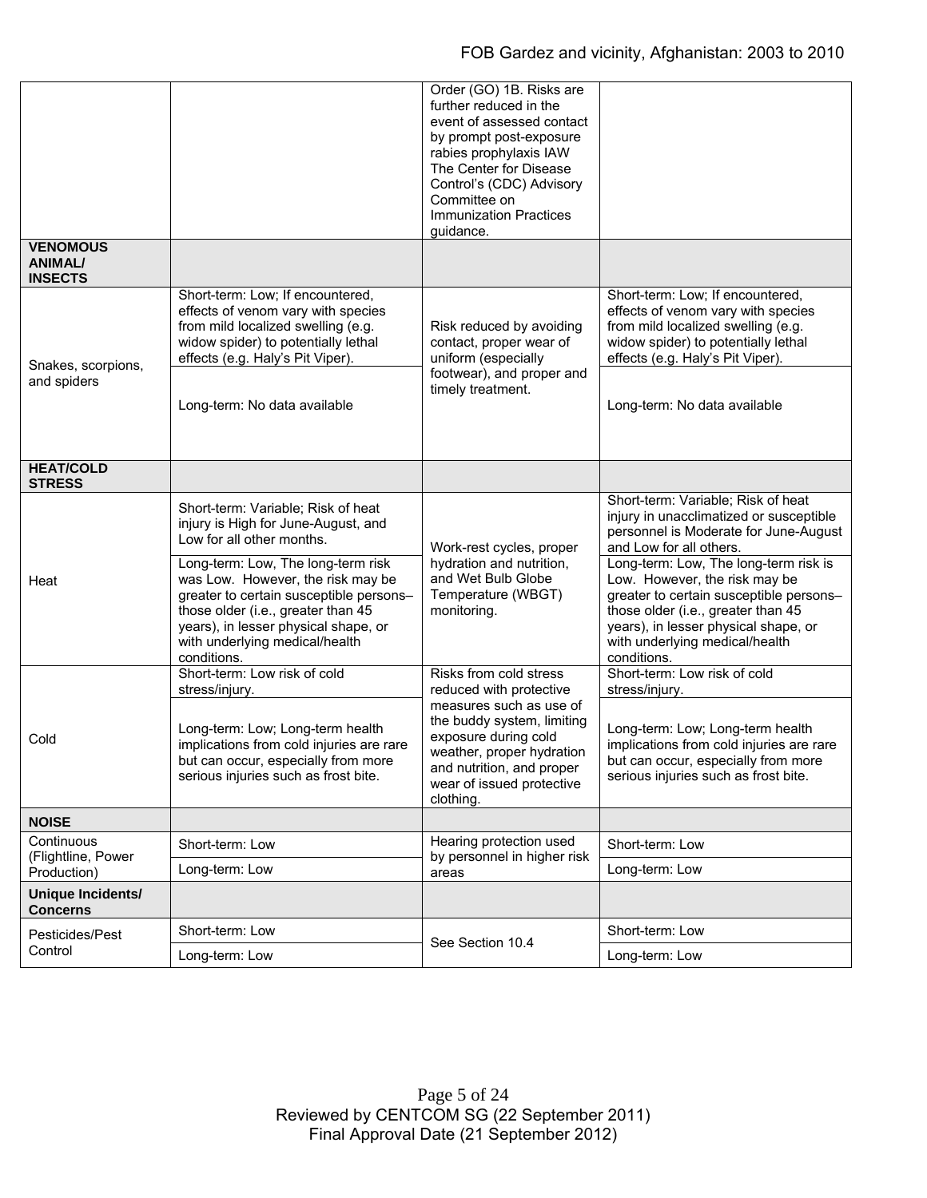| | | | |
|---|---|---|---|
| | | Order (GO) 1B. Risks are further reduced in the event of assessed contact by prompt post-exposure rabies prophylaxis IAW The Center for Disease Control's (CDC) Advisory Committee on Immunization Practices guidance. | |
| **VENOMOUS ANIMAL/ INSECTS** | | | |
| Snakes, scorpions, and spiders | Short-term: Low; If encountered, effects of venom vary with species from mild localized swelling (e.g. widow spider) to potentially lethal effects (e.g. Haly's Pit Viper). | Risk reduced by avoiding contact, proper wear of uniform (especially footwear), and proper and timely treatment. | Short-term: Low; If encountered, effects of venom vary with species from mild localized swelling (e.g. widow spider) to potentially lethal effects (e.g. Haly's Pit Viper). |
| | Long-term: No data available | | Long-term: No data available |
| **HEAT/COLD STRESS** | | | |
| Heat | Short-term: Variable; Risk of heat injury is High for June-August, and Low for all other months. | Work-rest cycles, proper hydration and nutrition, and Wet Bulb Globe Temperature (WBGT) monitoring. | Short-term: Variable; Risk of heat injury in unacclimatized or susceptible personnel is Moderate for June-August and Low for all others. |
| | Long-term: Low, The long-term risk was Low. However, the risk may be greater to certain susceptible persons–those older (i.e., greater than 45 years), in lesser physical shape, or with underlying medical/health conditions. | | Long-term: Low, The long-term risk is Low. However, the risk may be greater to certain susceptible persons–those older (i.e., greater than 45 years), in lesser physical shape, or with underlying medical/health conditions. |
| Cold | Short-term: Low risk of cold stress/injury. | Risks from cold stress reduced with protective measures such as use of the buddy system, limiting exposure during cold weather, proper hydration and nutrition, and proper wear of issued protective clothing. | Short-term: Low risk of cold stress/injury. |
| | Long-term: Low; Long-term health implications from cold injuries are rare but can occur, especially from more serious injuries such as frost bite. | | Long-term: Low; Long-term health implications from cold injuries are rare but can occur, especially from more serious injuries such as frost bite. |
| **NOISE** | | | |
| Continuous (Flightline, Power Production) | Short-term: Low | Hearing protection used by personnel in higher risk areas | Short-term: Low |
| | Long-term: Low | | Long-term: Low |
| **Unique Incidents/ Concerns** | | | |
| Pesticides/Pest Control | Short-term: Low | See Section 10.4 | Short-term: Low |
| | Long-term: Low | | Long-term: Low |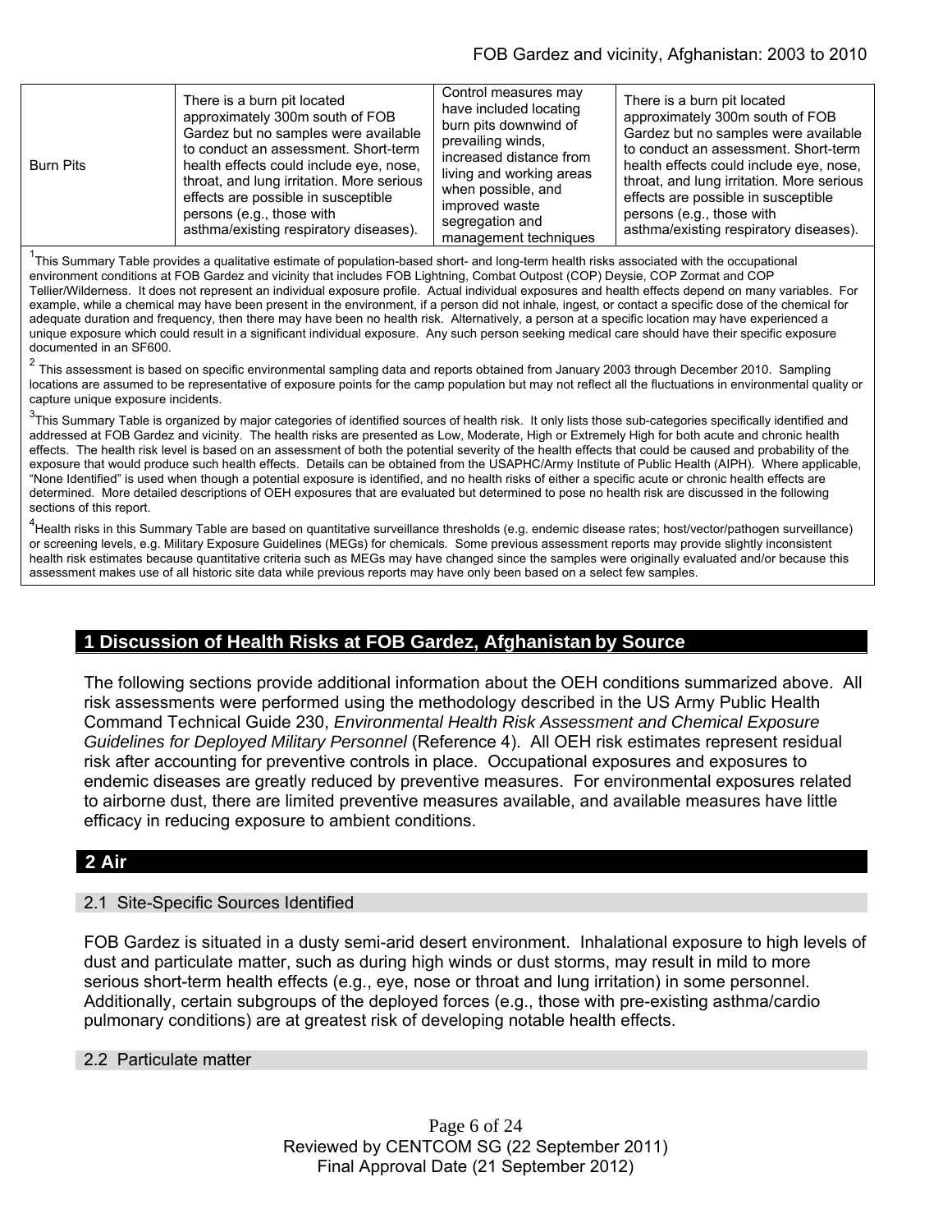| Burn Pits | There is a burn pit located approximately 300m south of FOB Gardez but no samples were available to conduct an assessment. Short-term health effects could include eye, nose, throat, and lung irritation. More serious effects are possible in susceptible persons (e.g., those with asthma/existing respiratory diseases). | Control measures may have included locating burn pits downwind of prevailing winds, increased distance from living and working areas when possible, and improved waste segregation and management techniques | There is a burn pit located approximately 300m south of FOB Gardez but no samples were available to conduct an assessment. Short-term health effects could include eye, nose, throat, and lung irritation. More serious effects are possible in susceptible persons (e.g., those with asthma/existing respiratory diseases). |
|---|---|---|---|

[1]This Summary Table provides a qualitative estimate of population-based short- and long-term health risks associated with the occupational environment conditions at FOB Gardez and vicinity that includes FOB Lightning, Combat Outpost (COP) Deysie, COP Zormat and COP Tellier/Wilderness. It does not represent an individual exposure profile. Actual individual exposures and health effects depend on many variables. For example, while a chemical may have been present in the environment, if a person did not inhale, ingest, or contact a specific dose of the chemical for adequate duration and frequency, then there may have been no health risk. Alternatively, a person at a specific location may have experienced a unique exposure which could result in a significant individual exposure. Any such person seeking medical care should have their specific exposure documented in an SF600.

[2] This assessment is based on specific environmental sampling data and reports obtained from January 2003 through December 2010. Sampling locations are assumed to be representative of exposure points for the camp population but may not reflect all the fluctuations in environmental quality or capture unique exposure incidents.

[3]This Summary Table is organized by major categories of identified sources of health risk. It only lists those sub-categories specifically identified and addressed at FOB Gardez and vicinity. The health risks are presented as Low, Moderate, High or Extremely High for both acute and chronic health effects. The health risk level is based on an assessment of both the potential severity of the health effects that could be caused and probability of the exposure that would produce such health effects. Details can be obtained from the USAPHC/Army Institute of Public Health (AIPH). Where applicable, "None Identified" is used when though a potential exposure is identified, and no health risks of either a specific acute or chronic health effects are determined. More detailed descriptions of OEH exposures that are evaluated but determined to pose no health risk are discussed in the following sections of this report.

[4]Health risks in this Summary Table are based on quantitative surveillance thresholds (e.g. endemic disease rates; host/vector/pathogen surveillance) or screening levels, e.g. Military Exposure Guidelines (MEGs) for chemicals. Some previous assessment reports may provide slightly inconsistent health risk estimates because quantitative criteria such as MEGs may have changed since the samples were originally evaluated and/or because this assessment makes use of all historic site data while previous reports may have only been based on a select few samples.

## 1 Discussion of Health Risks at FOB Gardez, Afghanistan by Source

The following sections provide additional information about the OEH conditions summarized above. All risk assessments were performed using the methodology described in the US Army Public Health Command Technical Guide 230, *Environmental Health Risk Assessment and Chemical Exposure Guidelines for Deployed Military Personnel* (Reference 4). All OEH risk estimates represent residual risk after accounting for preventive controls in place. Occupational exposures and exposures to endemic diseases are greatly reduced by preventive measures. For environmental exposures related to airborne dust, there are limited preventive measures available, and available measures have little efficacy in reducing exposure to ambient conditions.

## 2 Air

### 2.1 Site-Specific Sources Identified

FOB Gardez is situated in a dusty semi-arid desert environment. Inhalational exposure to high levels of dust and particulate matter, such as during high winds or dust storms, may result in mild to more serious short-term health effects (e.g., eye, nose or throat and lung irritation) in some personnel. Additionally, certain subgroups of the deployed forces (e.g., those with pre-existing asthma/cardio pulmonary conditions) are at greatest risk of developing notable health effects.

### 2.2 Particulate matter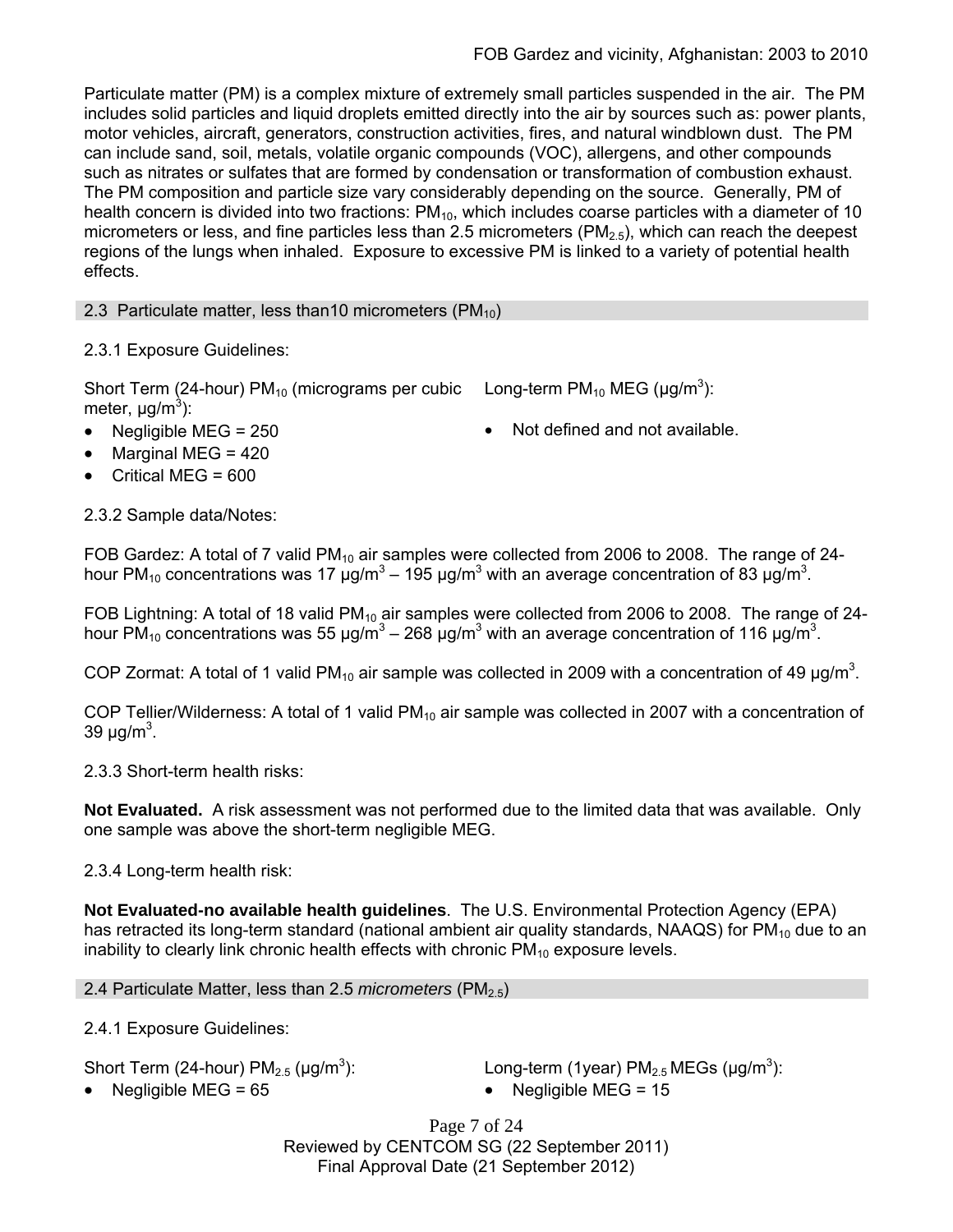Particulate matter (PM) is a complex mixture of extremely small particles suspended in the air. The PM includes solid particles and liquid droplets emitted directly into the air by sources such as: power plants, motor vehicles, aircraft, generators, construction activities, fires, and natural windblown dust. The PM can include sand, soil, metals, volatile organic compounds (VOC), allergens, and other compounds such as nitrates or sulfates that are formed by condensation or transformation of combustion exhaust. The PM composition and particle size vary considerably depending on the source. Generally, PM of health concern is divided into two fractions: $PM_{10}$, which includes coarse particles with a diameter of 10 micrometers or less, and fine particles less than 2.5 micrometers ($PM_{2.5}$), which can reach the deepest regions of the lungs when inhaled. Exposure to excessive PM is linked to a variety of potential health effects.

## 2.3 Particulate matter, less than10 micrometers ($PM_{10}$)

2.3.1 Exposure Guidelines:

Short Term (24-hour) $PM_{10}$ (micrograms per cubic meter, $\mu g/m^3$):

- Negligible MEG = 250
- Marginal MEG = 420
- Critical MEG = 600

Long-term $PM_{10}$ MEG ($\mu g/m^3$):

- Not defined and not available.

2.3.2 Sample data/Notes:

FOB Gardez: A total of 7 valid $PM_{10}$ air samples were collected from 2006 to 2008. The range of 24-hour $PM_{10}$ concentrations was 17 $\mu g/m^3$ – 195 $\mu g/m^3$ with an average concentration of 83 $\mu g/m^3$.

FOB Lightning: A total of 18 valid $PM_{10}$ air samples were collected from 2006 to 2008. The range of 24-hour $PM_{10}$ concentrations was 55 $\mu g/m^3$ – 268 $\mu g/m^3$ with an average concentration of 116 $\mu g/m^3$.

COP Zormat: A total of 1 valid $PM_{10}$ air sample was collected in 2009 with a concentration of 49 $\mu g/m^3$.

COP Tellier/Wilderness: A total of 1 valid $PM_{10}$ air sample was collected in 2007 with a concentration of 39 $\mu g/m^3$.

2.3.3 Short-term health risks:

**Not Evaluated.** A risk assessment was not performed due to the limited data that was available. Only one sample was above the short-term negligible MEG.

2.3.4 Long-term health risk:

**Not Evaluated-no available health guidelines**. The U.S. Environmental Protection Agency (EPA) has retracted its long-term standard (national ambient air quality standards, NAAQS) for $PM_{10}$ due to an inability to clearly link chronic health effects with chronic $PM_{10}$ exposure levels.

## 2.4 Particulate Matter, less than 2.5 *micrometers* ($PM_{2.5}$)

2.4.1 Exposure Guidelines:

Short Term (24-hour) $PM_{2.5}$ ($\mu g/m^3$):

- Negligible MEG = 65

Long-term (1year) $PM_{2.5}$ MEGs ($\mu g/m^3$):

- Negligible MEG = 15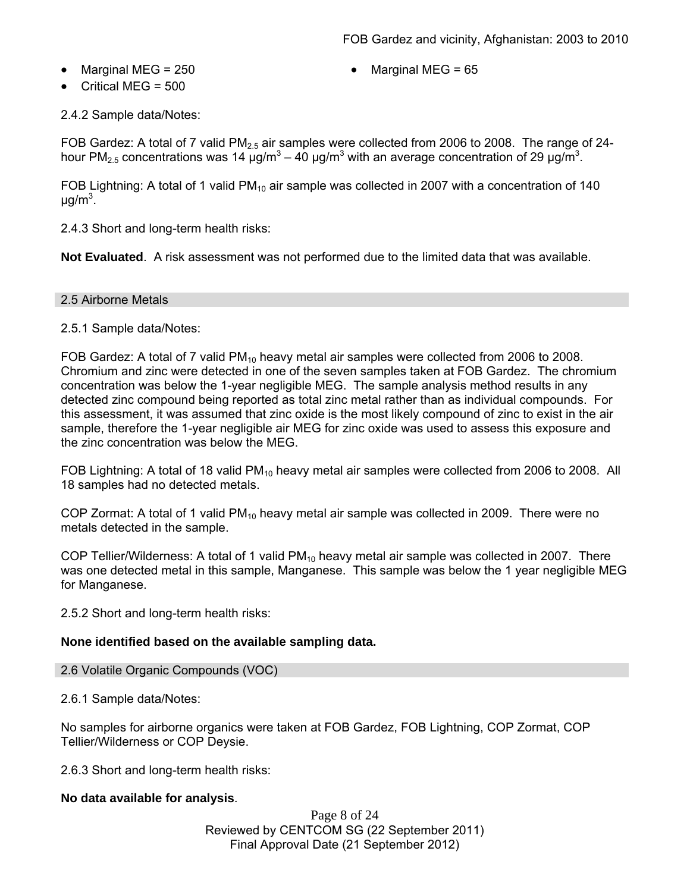- Marginal MEG = 250
- Critical MEG = 500

- Marginal MEG = 65

2.4.2 Sample data/Notes:

FOB Gardez: A total of 7 valid $PM_{2.5}$ air samples were collected from 2006 to 2008. The range of 24-hour $PM_{2.5}$ concentrations was 14 μg/$m^3$ – 40 μg/$m^3$ with an average concentration of 29 μg/$m^3$.

FOB Lightning: A total of 1 valid $PM_{10}$ air sample was collected in 2007 with a concentration of 140 μg/$m^3$.

2.4.3 Short and long-term health risks:

**Not Evaluated**. A risk assessment was not performed due to the limited data that was available.

## 2.5 Airborne Metals

2.5.1 Sample data/Notes:

FOB Gardez: A total of 7 valid $PM_{10}$ heavy metal air samples were collected from 2006 to 2008. Chromium and zinc were detected in one of the seven samples taken at FOB Gardez. The chromium concentration was below the 1-year negligible MEG. The sample analysis method results in any detected zinc compound being reported as total zinc metal rather than as individual compounds. For this assessment, it was assumed that zinc oxide is the most likely compound of zinc to exist in the air sample, therefore the 1-year negligible air MEG for zinc oxide was used to assess this exposure and the zinc concentration was below the MEG.

FOB Lightning: A total of 18 valid $PM_{10}$ heavy metal air samples were collected from 2006 to 2008. All 18 samples had no detected metals.

COP Zormat: A total of 1 valid $PM_{10}$ heavy metal air sample was collected in 2009. There were no metals detected in the sample.

COP Tellier/Wilderness: A total of 1 valid $PM_{10}$ heavy metal air sample was collected in 2007. There was one detected metal in this sample, Manganese. This sample was below the 1 year negligible MEG for Manganese.

2.5.2 Short and long-term health risks:

**None identified based on the available sampling data.**

## 2.6 Volatile Organic Compounds (VOC)

2.6.1 Sample data/Notes:

No samples for airborne organics were taken at FOB Gardez, FOB Lightning, COP Zormat, COP Tellier/Wilderness or COP Deysie.

2.6.3 Short and long-term health risks:

**No data available for analysis**.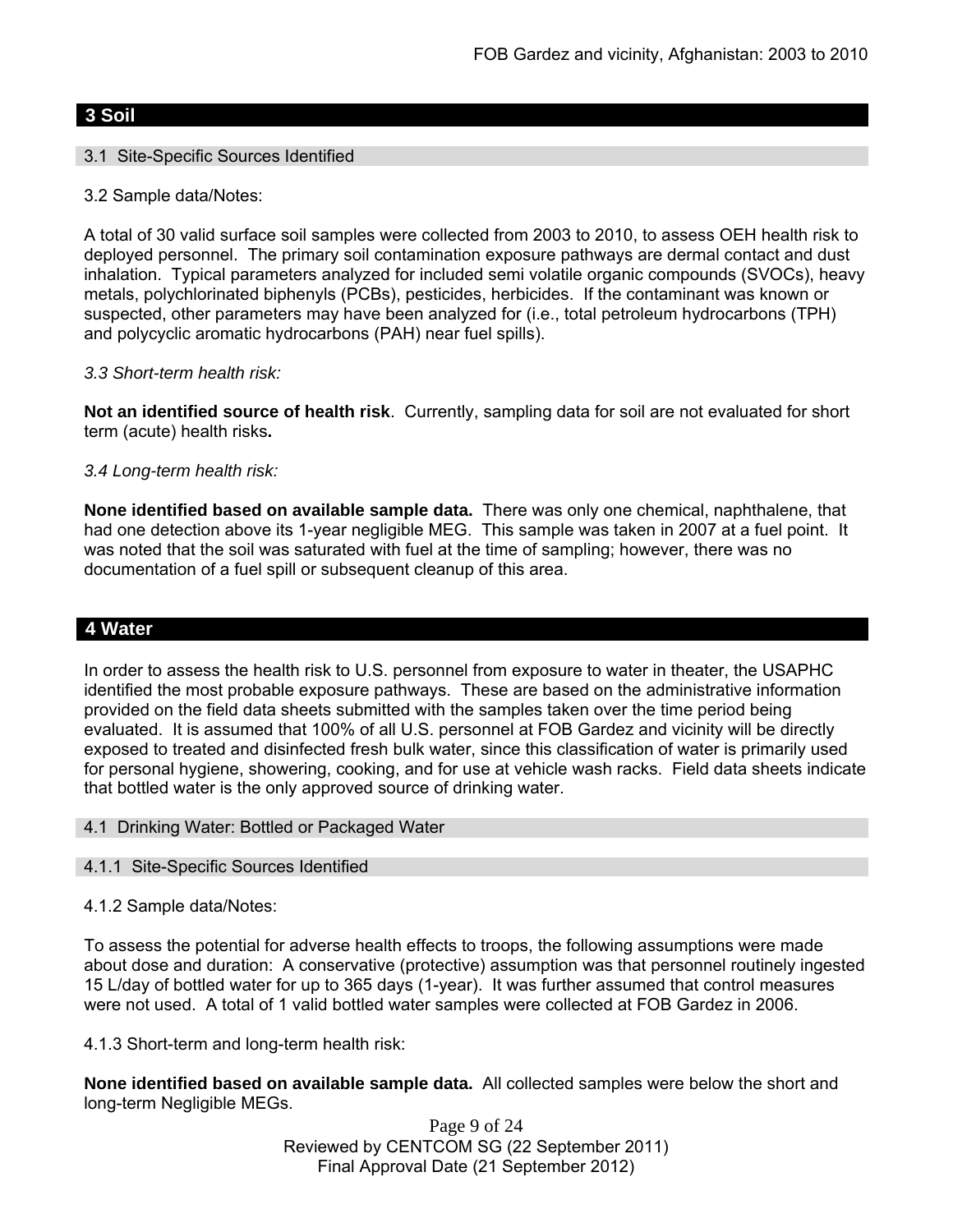## 3 Soil

### 3.1 Site-Specific Sources Identified

3.2 Sample data/Notes:

A total of 30 valid surface soil samples were collected from 2003 to 2010, to assess OEH health risk to deployed personnel. The primary soil contamination exposure pathways are dermal contact and dust inhalation. Typical parameters analyzed for included semi volatile organic compounds (SVOCs), heavy metals, polychlorinated biphenyls (PCBs), pesticides, herbicides. If the contaminant was known or suspected, other parameters may have been analyzed for (i.e., total petroleum hydrocarbons (TPH) and polycyclic aromatic hydrocarbons (PAH) near fuel spills).

*3.3 Short-term health risk:*

**Not an identified source of health risk**. Currently, sampling data for soil are not evaluated for short term (acute) health risks**.**

*3.4 Long-term health risk:*

**None identified based on available sample data.** There was only one chemical, naphthalene, that had one detection above its 1-year negligible MEG. This sample was taken in 2007 at a fuel point. It was noted that the soil was saturated with fuel at the time of sampling; however, there was no documentation of a fuel spill or subsequent cleanup of this area.

## 4 Water

In order to assess the health risk to U.S. personnel from exposure to water in theater, the USAPHC identified the most probable exposure pathways. These are based on the administrative information provided on the field data sheets submitted with the samples taken over the time period being evaluated. It is assumed that 100% of all U.S. personnel at FOB Gardez and vicinity will be directly exposed to treated and disinfected fresh bulk water, since this classification of water is primarily used for personal hygiene, showering, cooking, and for use at vehicle wash racks. Field data sheets indicate that bottled water is the only approved source of drinking water.

### 4.1 Drinking Water: Bottled or Packaged Water

#### 4.1.1 Site-Specific Sources Identified

4.1.2 Sample data/Notes:

To assess the potential for adverse health effects to troops, the following assumptions were made about dose and duration: A conservative (protective) assumption was that personnel routinely ingested 15 L/day of bottled water for up to 365 days (1-year). It was further assumed that control measures were not used. A total of 1 valid bottled water samples were collected at FOB Gardez in 2006.

4.1.3 Short-term and long-term health risk:

**None identified based on available sample data.** All collected samples were below the short and long-term Negligible MEGs.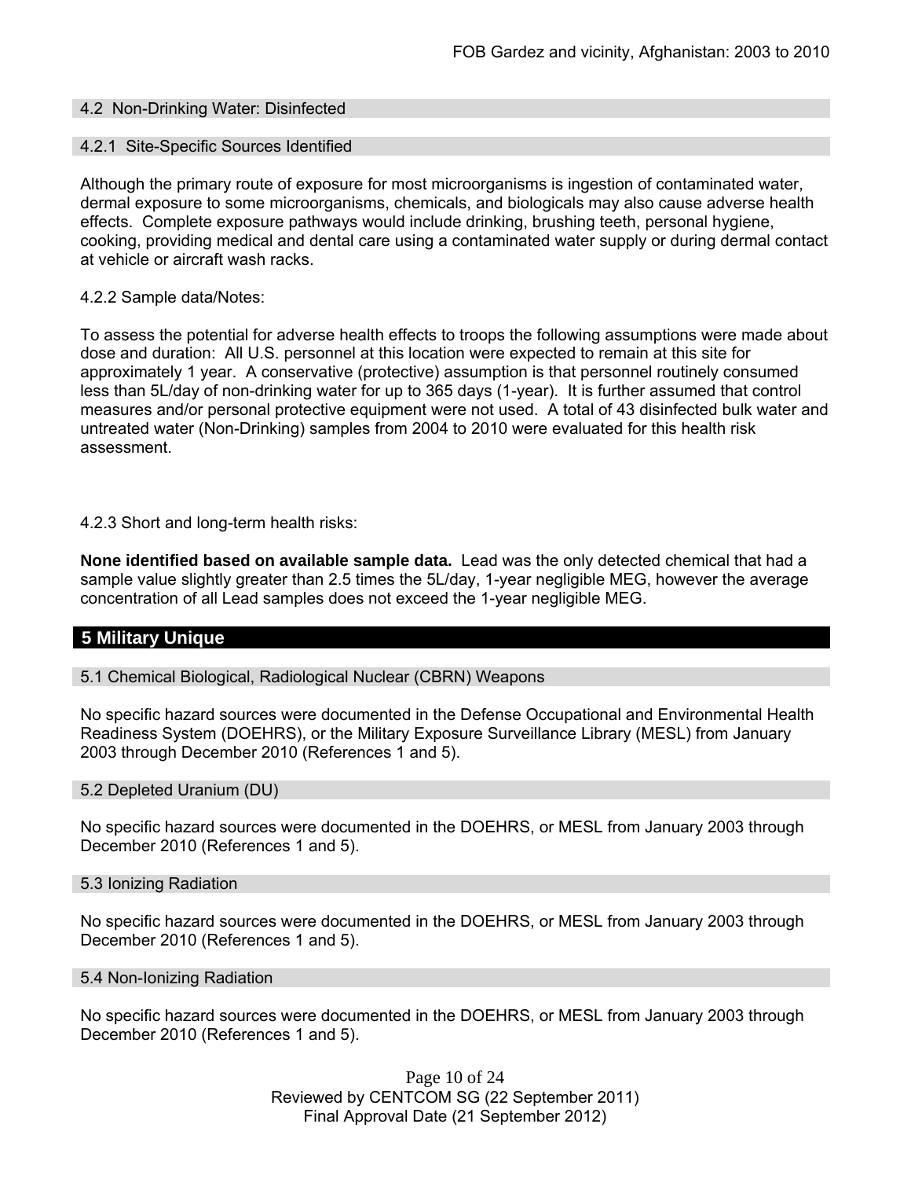### 4.2 Non-Drinking Water: Disinfected

#### 4.2.1 Site-Specific Sources Identified

Although the primary route of exposure for most microorganisms is ingestion of contaminated water, dermal exposure to some microorganisms, chemicals, and biologicals may also cause adverse health effects. Complete exposure pathways would include drinking, brushing teeth, personal hygiene, cooking, providing medical and dental care using a contaminated water supply or during dermal contact at vehicle or aircraft wash racks.

4.2.2 Sample data/Notes:

To assess the potential for adverse health effects to troops the following assumptions were made about dose and duration: All U.S. personnel at this location were expected to remain at this site for approximately 1 year. A conservative (protective) assumption is that personnel routinely consumed less than 5L/day of non-drinking water for up to 365 days (1-year). It is further assumed that control measures and/or personal protective equipment were not used. A total of 43 disinfected bulk water and untreated water (Non-Drinking) samples from 2004 to 2010 were evaluated for this health risk assessment.

4.2.3 Short and long-term health risks:

**None identified based on available sample data.** Lead was the only detected chemical that had a sample value slightly greater than 2.5 times the 5L/day, 1-year negligible MEG, however the average concentration of all Lead samples does not exceed the 1-year negligible MEG.

## 5 Military Unique

### 5.1 Chemical Biological, Radiological Nuclear (CBRN) Weapons

No specific hazard sources were documented in the Defense Occupational and Environmental Health Readiness System (DOEHRS), or the Military Exposure Surveillance Library (MESL) from January 2003 through December 2010 (References 1 and 5).

### 5.2 Depleted Uranium (DU)

No specific hazard sources were documented in the DOEHRS, or MESL from January 2003 through December 2010 (References 1 and 5).

### 5.3 Ionizing Radiation

No specific hazard sources were documented in the DOEHRS, or MESL from January 2003 through December 2010 (References 1 and 5).

### 5.4 Non-Ionizing Radiation

No specific hazard sources were documented in the DOEHRS, or MESL from January 2003 through December 2010 (References 1 and 5).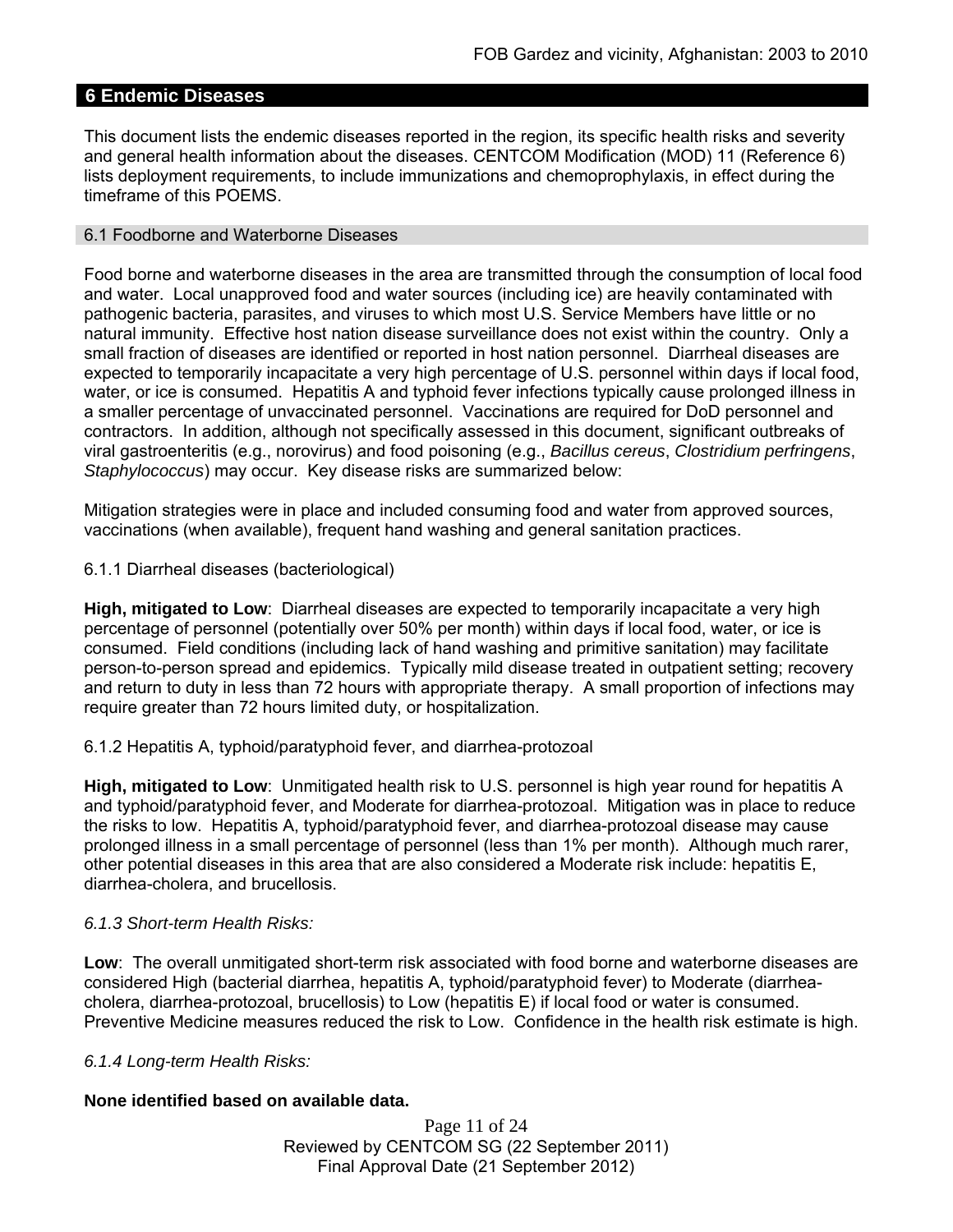## 6 Endemic Diseases

This document lists the endemic diseases reported in the region, its specific health risks and severity and general health information about the diseases. CENTCOM Modification (MOD) 11 (Reference 6) lists deployment requirements, to include immunizations and chemoprophylaxis, in effect during the timeframe of this POEMS.

### 6.1 Foodborne and Waterborne Diseases

Food borne and waterborne diseases in the area are transmitted through the consumption of local food and water. Local unapproved food and water sources (including ice) are heavily contaminated with pathogenic bacteria, parasites, and viruses to which most U.S. Service Members have little or no natural immunity. Effective host nation disease surveillance does not exist within the country. Only a small fraction of diseases are identified or reported in host nation personnel. Diarrheal diseases are expected to temporarily incapacitate a very high percentage of U.S. personnel within days if local food, water, or ice is consumed. Hepatitis A and typhoid fever infections typically cause prolonged illness in a smaller percentage of unvaccinated personnel. Vaccinations are required for DoD personnel and contractors. In addition, although not specifically assessed in this document, significant outbreaks of viral gastroenteritis (e.g., norovirus) and food poisoning (e.g., *Bacillus cereus*, *Clostridium perfringens*, *Staphylococcus*) may occur. Key disease risks are summarized below:

Mitigation strategies were in place and included consuming food and water from approved sources, vaccinations (when available), frequent hand washing and general sanitation practices.

#### 6.1.1 Diarrheal diseases (bacteriological)

**High, mitigated to Low**: Diarrheal diseases are expected to temporarily incapacitate a very high percentage of personnel (potentially over 50% per month) within days if local food, water, or ice is consumed. Field conditions (including lack of hand washing and primitive sanitation) may facilitate person-to-person spread and epidemics. Typically mild disease treated in outpatient setting; recovery and return to duty in less than 72 hours with appropriate therapy. A small proportion of infections may require greater than 72 hours limited duty, or hospitalization.

#### 6.1.2 Hepatitis A, typhoid/paratyphoid fever, and diarrhea-protozoal

**High, mitigated to Low**: Unmitigated health risk to U.S. personnel is high year round for hepatitis A and typhoid/paratyphoid fever, and Moderate for diarrhea-protozoal. Mitigation was in place to reduce the risks to low. Hepatitis A, typhoid/paratyphoid fever, and diarrhea-protozoal disease may cause prolonged illness in a small percentage of personnel (less than 1% per month). Although much rarer, other potential diseases in this area that are also considered a Moderate risk include: hepatitis E, diarrhea-cholera, and brucellosis.

#### *6.1.3 Short-term Health Risks:*

**Low**: The overall unmitigated short-term risk associated with food borne and waterborne diseases are considered High (bacterial diarrhea, hepatitis A, typhoid/paratyphoid fever) to Moderate (diarrhea-cholera, diarrhea-protozoal, brucellosis) to Low (hepatitis E) if local food or water is consumed. Preventive Medicine measures reduced the risk to Low. Confidence in the health risk estimate is high.

#### *6.1.4 Long-term Health Risks:*

**None identified based on available data.**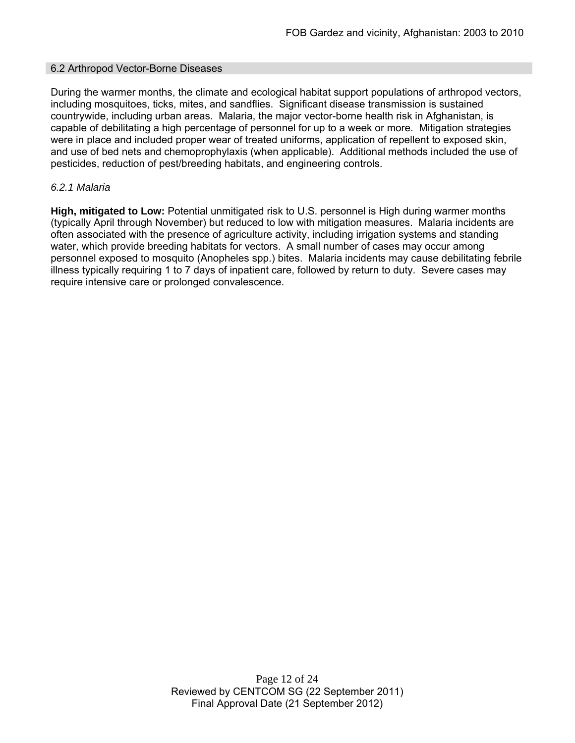## 6.2 Arthropod Vector-Borne Diseases

During the warmer months, the climate and ecological habitat support populations of arthropod vectors, including mosquitoes, ticks, mites, and sandflies. Significant disease transmission is sustained countrywide, including urban areas. Malaria, the major vector-borne health risk in Afghanistan, is capable of debilitating a high percentage of personnel for up to a week or more. Mitigation strategies were in place and included proper wear of treated uniforms, application of repellent to exposed skin, and use of bed nets and chemoprophylaxis (when applicable). Additional methods included the use of pesticides, reduction of pest/breeding habitats, and engineering controls.

### *6.2.1 Malaria*

**High, mitigated to Low:** Potential unmitigated risk to U.S. personnel is High during warmer months (typically April through November) but reduced to low with mitigation measures. Malaria incidents are often associated with the presence of agriculture activity, including irrigation systems and standing water, which provide breeding habitats for vectors. A small number of cases may occur among personnel exposed to mosquito (Anopheles spp.) bites. Malaria incidents may cause debilitating febrile illness typically requiring 1 to 7 days of inpatient care, followed by return to duty. Severe cases may require intensive care or prolonged convalescence.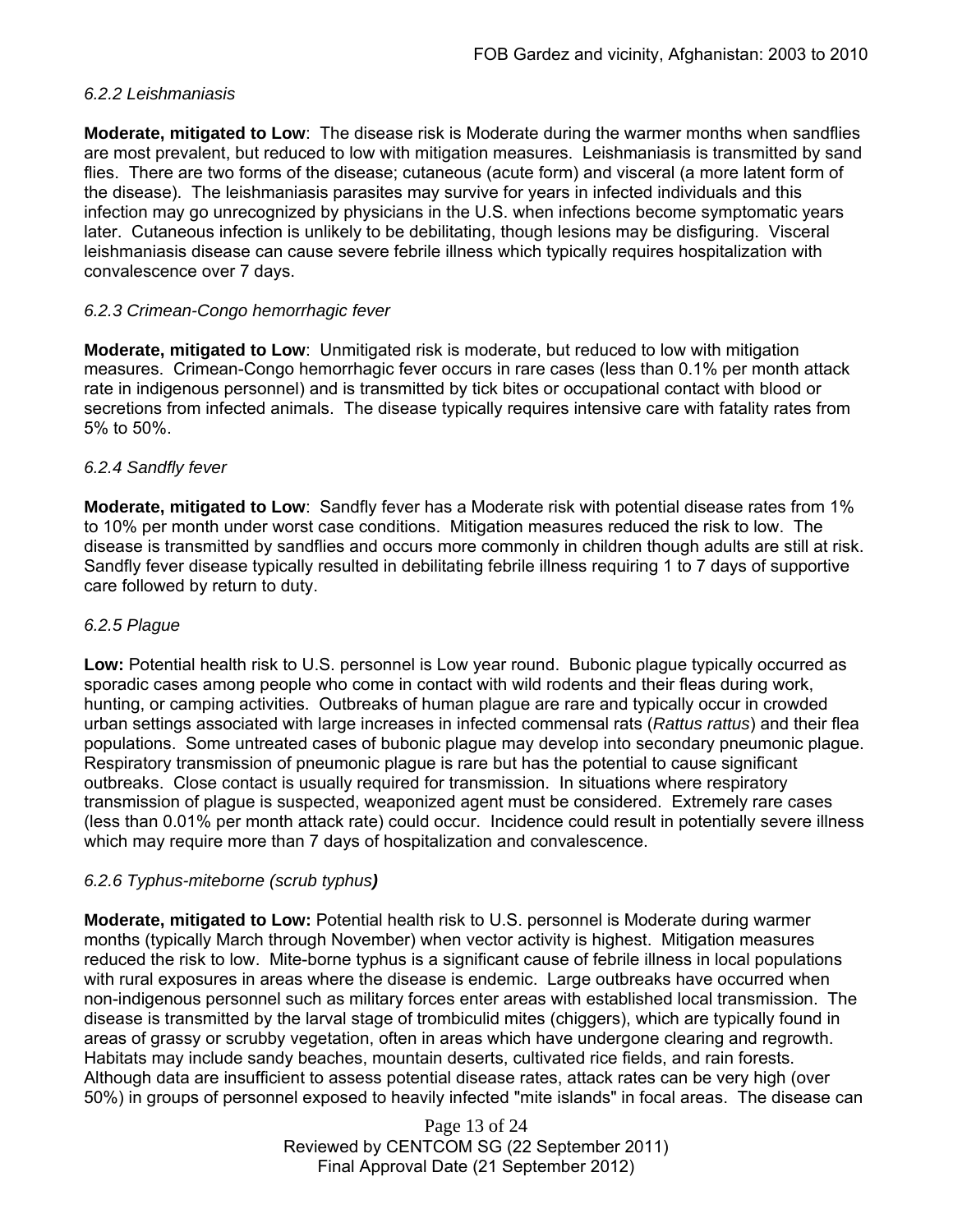#### *6.2.2 Leishmaniasis*

**Moderate, mitigated to Low**: The disease risk is Moderate during the warmer months when sandflies are most prevalent, but reduced to low with mitigation measures. Leishmaniasis is transmitted by sand flies. There are two forms of the disease; cutaneous (acute form) and visceral (a more latent form of the disease). The leishmaniasis parasites may survive for years in infected individuals and this infection may go unrecognized by physicians in the U.S. when infections become symptomatic years later. Cutaneous infection is unlikely to be debilitating, though lesions may be disfiguring. Visceral leishmaniasis disease can cause severe febrile illness which typically requires hospitalization with convalescence over 7 days.

#### *6.2.3 Crimean-Congo hemorrhagic fever*

**Moderate, mitigated to Low**: Unmitigated risk is moderate, but reduced to low with mitigation measures. Crimean-Congo hemorrhagic fever occurs in rare cases (less than 0.1% per month attack rate in indigenous personnel) and is transmitted by tick bites or occupational contact with blood or secretions from infected animals. The disease typically requires intensive care with fatality rates from 5% to 50%.

#### *6.2.4 Sandfly fever*

**Moderate, mitigated to Low**: Sandfly fever has a Moderate risk with potential disease rates from 1% to 10% per month under worst case conditions. Mitigation measures reduced the risk to low. The disease is transmitted by sandflies and occurs more commonly in children though adults are still at risk. Sandfly fever disease typically resulted in debilitating febrile illness requiring 1 to 7 days of supportive care followed by return to duty.

#### *6.2.5 Plague*

**Low:** Potential health risk to U.S. personnel is Low year round. Bubonic plague typically occurred as sporadic cases among people who come in contact with wild rodents and their fleas during work, hunting, or camping activities. Outbreaks of human plague are rare and typically occur in crowded urban settings associated with large increases in infected commensal rats (*Rattus rattus*) and their flea populations. Some untreated cases of bubonic plague may develop into secondary pneumonic plague. Respiratory transmission of pneumonic plague is rare but has the potential to cause significant outbreaks. Close contact is usually required for transmission. In situations where respiratory transmission of plague is suspected, weaponized agent must be considered. Extremely rare cases (less than 0.01% per month attack rate) could occur. Incidence could result in potentially severe illness which may require more than 7 days of hospitalization and convalescence.

#### *6.2.6 Typhus-miteborne (scrub typhus)*

**Moderate, mitigated to Low:** Potential health risk to U.S. personnel is Moderate during warmer months (typically March through November) when vector activity is highest. Mitigation measures reduced the risk to low. Mite-borne typhus is a significant cause of febrile illness in local populations with rural exposures in areas where the disease is endemic. Large outbreaks have occurred when non-indigenous personnel such as military forces enter areas with established local transmission. The disease is transmitted by the larval stage of trombiculid mites (chiggers), which are typically found in areas of grassy or scrubby vegetation, often in areas which have undergone clearing and regrowth. Habitats may include sandy beaches, mountain deserts, cultivated rice fields, and rain forests. Although data are insufficient to assess potential disease rates, attack rates can be very high (over 50%) in groups of personnel exposed to heavily infected "mite islands" in focal areas. The disease can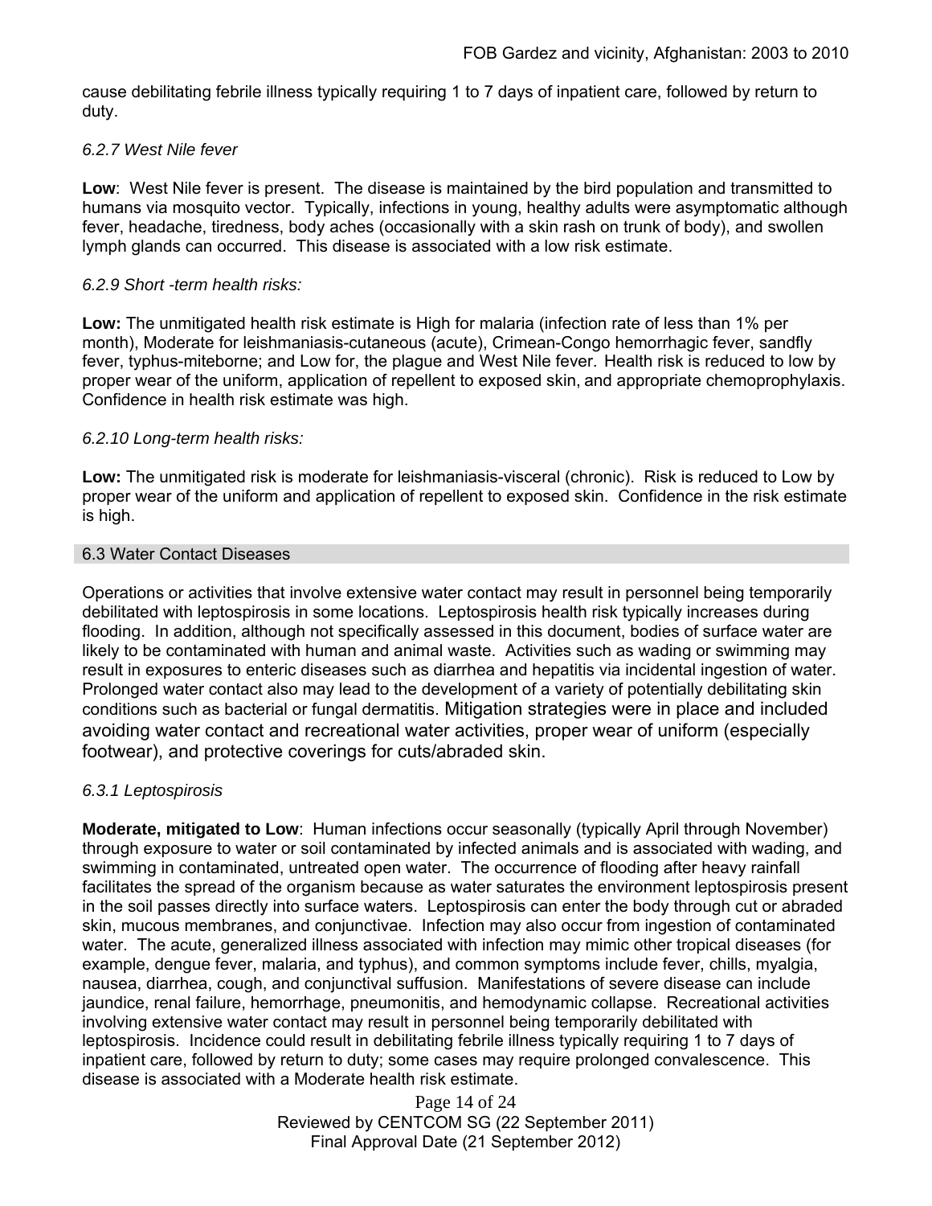cause debilitating febrile illness typically requiring 1 to 7 days of inpatient care, followed by return to duty.

*6.2.7 West Nile fever*

**Low**: West Nile fever is present. The disease is maintained by the bird population and transmitted to humans via mosquito vector. Typically, infections in young, healthy adults were asymptomatic although fever, headache, tiredness, body aches (occasionally with a skin rash on trunk of body), and swollen lymph glands can occurred. This disease is associated with a low risk estimate.

*6.2.9 Short -term health risks:*

**Low:** The unmitigated health risk estimate is High for malaria (infection rate of less than 1% per month), Moderate for leishmaniasis-cutaneous (acute), Crimean-Congo hemorrhagic fever, sandfly fever, typhus-miteborne; and Low for, the plague and West Nile fever. Health risk is reduced to low by proper wear of the uniform, application of repellent to exposed skin, and appropriate chemoprophylaxis. Confidence in health risk estimate was high.

*6.2.10 Long-term health risks:*

**Low:** The unmitigated risk is moderate for leishmaniasis-visceral (chronic). Risk is reduced to Low by proper wear of the uniform and application of repellent to exposed skin. Confidence in the risk estimate is high.

## 6.3 Water Contact Diseases

Operations or activities that involve extensive water contact may result in personnel being temporarily debilitated with leptospirosis in some locations. Leptospirosis health risk typically increases during flooding. In addition, although not specifically assessed in this document, bodies of surface water are likely to be contaminated with human and animal waste. Activities such as wading or swimming may result in exposures to enteric diseases such as diarrhea and hepatitis via incidental ingestion of water. Prolonged water contact also may lead to the development of a variety of potentially debilitating skin conditions such as bacterial or fungal dermatitis. Mitigation strategies were in place and included avoiding water contact and recreational water activities, proper wear of uniform (especially footwear), and protective coverings for cuts/abraded skin.

*6.3.1 Leptospirosis*

**Moderate, mitigated to Low**: Human infections occur seasonally (typically April through November) through exposure to water or soil contaminated by infected animals and is associated with wading, and swimming in contaminated, untreated open water. The occurrence of flooding after heavy rainfall facilitates the spread of the organism because as water saturates the environment leptospirosis present in the soil passes directly into surface waters. Leptospirosis can enter the body through cut or abraded skin, mucous membranes, and conjunctivae. Infection may also occur from ingestion of contaminated water. The acute, generalized illness associated with infection may mimic other tropical diseases (for example, dengue fever, malaria, and typhus), and common symptoms include fever, chills, myalgia, nausea, diarrhea, cough, and conjunctival suffusion. Manifestations of severe disease can include jaundice, renal failure, hemorrhage, pneumonitis, and hemodynamic collapse. Recreational activities involving extensive water contact may result in personnel being temporarily debilitated with leptospirosis. Incidence could result in debilitating febrile illness typically requiring 1 to 7 days of inpatient care, followed by return to duty; some cases may require prolonged convalescence. This disease is associated with a Moderate health risk estimate.

Reviewed by CENTCOM SG (22 September 2011)
Final Approval Date (21 September 2012)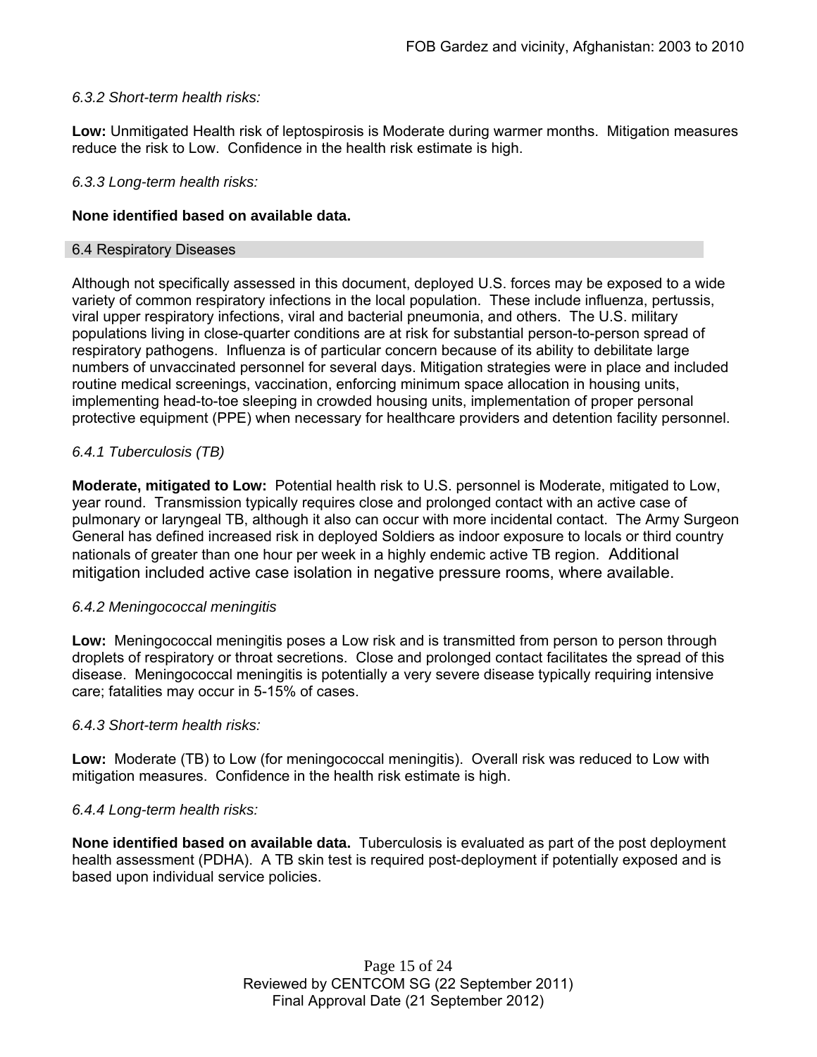*6.3.2 Short-term health risks:*

**Low:** Unmitigated Health risk of leptospirosis is Moderate during warmer months. Mitigation measures reduce the risk to Low. Confidence in the health risk estimate is high.

*6.3.3 Long-term health risks:*

**None identified based on available data.**

## 6.4 Respiratory Diseases

Although not specifically assessed in this document, deployed U.S. forces may be exposed to a wide variety of common respiratory infections in the local population. These include influenza, pertussis, viral upper respiratory infections, viral and bacterial pneumonia, and others. The U.S. military populations living in close-quarter conditions are at risk for substantial person-to-person spread of respiratory pathogens. Influenza is of particular concern because of its ability to debilitate large numbers of unvaccinated personnel for several days. Mitigation strategies were in place and included routine medical screenings, vaccination, enforcing minimum space allocation in housing units, implementing head-to-toe sleeping in crowded housing units, implementation of proper personal protective equipment (PPE) when necessary for healthcare providers and detention facility personnel.

*6.4.1 Tuberculosis (TB)*

**Moderate, mitigated to Low:** Potential health risk to U.S. personnel is Moderate, mitigated to Low, year round. Transmission typically requires close and prolonged contact with an active case of pulmonary or laryngeal TB, although it also can occur with more incidental contact. The Army Surgeon General has defined increased risk in deployed Soldiers as indoor exposure to locals or third country nationals of greater than one hour per week in a highly endemic active TB region. Additional mitigation included active case isolation in negative pressure rooms, where available.

*6.4.2 Meningococcal meningitis*

**Low:** Meningococcal meningitis poses a Low risk and is transmitted from person to person through droplets of respiratory or throat secretions. Close and prolonged contact facilitates the spread of this disease. Meningococcal meningitis is potentially a very severe disease typically requiring intensive care; fatalities may occur in 5-15% of cases.

*6.4.3 Short-term health risks:*

**Low:** Moderate (TB) to Low (for meningococcal meningitis). Overall risk was reduced to Low with mitigation measures. Confidence in the health risk estimate is high.

*6.4.4 Long-term health risks:*

**None identified based on available data.** Tuberculosis is evaluated as part of the post deployment health assessment (PDHA). A TB skin test is required post-deployment if potentially exposed and is based upon individual service policies.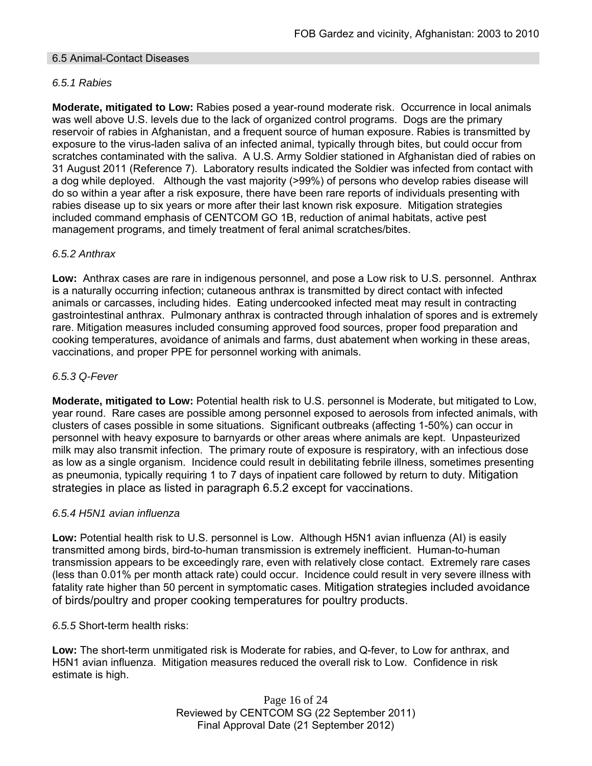## 6.5 Animal-Contact Diseases

### *6.5.1 Rabies*

**Moderate, mitigated to Low:** Rabies posed a year-round moderate risk. Occurrence in local animals was well above U.S. levels due to the lack of organized control programs. Dogs are the primary reservoir of rabies in Afghanistan, and a frequent source of human exposure. Rabies is transmitted by exposure to the virus-laden saliva of an infected animal, typically through bites, but could occur from scratches contaminated with the saliva. A U.S. Army Soldier stationed in Afghanistan died of rabies on 31 August 2011 (Reference 7). Laboratory results indicated the Soldier was infected from contact with a dog while deployed. Although the vast majority (>99%) of persons who develop rabies disease will do so within a year after a risk exposure, there have been rare reports of individuals presenting with rabies disease up to six years or more after their last known risk exposure. Mitigation strategies included command emphasis of CENTCOM GO 1B, reduction of animal habitats, active pest management programs, and timely treatment of feral animal scratches/bites.

### *6.5.2 Anthrax*

**Low:** Anthrax cases are rare in indigenous personnel, and pose a Low risk to U.S. personnel. Anthrax is a naturally occurring infection; cutaneous anthrax is transmitted by direct contact with infected animals or carcasses, including hides. Eating undercooked infected meat may result in contracting gastrointestinal anthrax. Pulmonary anthrax is contracted through inhalation of spores and is extremely rare. Mitigation measures included consuming approved food sources, proper food preparation and cooking temperatures, avoidance of animals and farms, dust abatement when working in these areas, vaccinations, and proper PPE for personnel working with animals.

### *6.5.3 Q-Fever*

**Moderate, mitigated to Low:** Potential health risk to U.S. personnel is Moderate, but mitigated to Low, year round. Rare cases are possible among personnel exposed to aerosols from infected animals, with clusters of cases possible in some situations. Significant outbreaks (affecting 1-50%) can occur in personnel with heavy exposure to barnyards or other areas where animals are kept. Unpasteurized milk may also transmit infection. The primary route of exposure is respiratory, with an infectious dose as low as a single organism. Incidence could result in debilitating febrile illness, sometimes presenting as pneumonia, typically requiring 1 to 7 days of inpatient care followed by return to duty. Mitigation strategies in place as listed in paragraph 6.5.2 except for vaccinations.

### *6.5.4 H5N1 avian influenza*

**Low:** Potential health risk to U.S. personnel is Low. Although H5N1 avian influenza (AI) is easily transmitted among birds, bird-to-human transmission is extremely inefficient. Human-to-human transmission appears to be exceedingly rare, even with relatively close contact. Extremely rare cases (less than 0.01% per month attack rate) could occur. Incidence could result in very severe illness with fatality rate higher than 50 percent in symptomatic cases. Mitigation strategies included avoidance of birds/poultry and proper cooking temperatures for poultry products.

### *6.5.5* Short-term health risks:

**Low:** The short-term unmitigated risk is Moderate for rabies, and Q-fever, to Low for anthrax, and H5N1 avian influenza. Mitigation measures reduced the overall risk to Low. Confidence in risk estimate is high.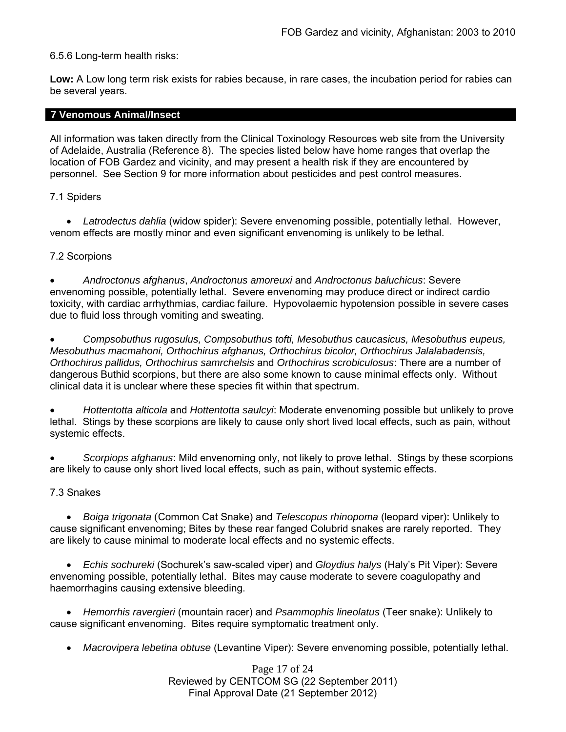6.5.6 Long-term health risks:

**Low:** A Low long term risk exists for rabies because, in rare cases, the incubation period for rabies can be several years.

## 7 Venomous Animal/Insect

All information was taken directly from the Clinical Toxinology Resources web site from the University of Adelaide, Australia (Reference 8). The species listed below have home ranges that overlap the location of FOB Gardez and vicinity, and may present a health risk if they are encountered by personnel. See Section 9 for more information about pesticides and pest control measures.

### 7.1 Spiders

- *Latrodectus dahlia* (widow spider): Severe envenoming possible, potentially lethal. However, venom effects are mostly minor and even significant envenoming is unlikely to be lethal.

### 7.2 Scorpions

- *Androctonus afghanus*, *Androctonus amoreuxi* and *Androctonus baluchicus*: Severe envenoming possible, potentially lethal. Severe envenoming may produce direct or indirect cardio toxicity, with cardiac arrhythmias, cardiac failure. Hypovolaemic hypotension possible in severe cases due to fluid loss through vomiting and sweating.

- *Compsobuthus rugosulus, Compsobuthus tofti, Mesobuthus caucasicus, Mesobuthus eupeus, Mesobuthus macmahoni, Orthochirus afghanus, Orthochirus bicolor, Orthochirus Jalalabadensis, Orthochirus pallidus, Orthochirus samrchelsis* and *Orthochirus scrobiculosus*: There are a number of dangerous Buthid scorpions, but there are also some known to cause minimal effects only. Without clinical data it is unclear where these species fit within that spectrum.

- *Hottentotta alticola* and *Hottentotta saulcyi*: Moderate envenoming possible but unlikely to prove lethal. Stings by these scorpions are likely to cause only short lived local effects, such as pain, without systemic effects.

- *Scorpiops afghanus*: Mild envenoming only, not likely to prove lethal. Stings by these scorpions are likely to cause only short lived local effects, such as pain, without systemic effects.

### 7.3 Snakes

- *Boiga trigonata* (Common Cat Snake) and *Telescopus rhinopoma* (leopard viper): Unlikely to cause significant envenoming; Bites by these rear fanged Colubrid snakes are rarely reported. They are likely to cause minimal to moderate local effects and no systemic effects.

- *Echis sochureki* (Sochurek's saw-scaled viper) and *Gloydius halys* (Haly's Pit Viper): Severe envenoming possible, potentially lethal. Bites may cause moderate to severe coagulopathy and haemorrhagins causing extensive bleeding.

- *Hemorrhis ravergieri* (mountain racer) and *Psammophis lineolatus* (Teer snake): Unlikely to cause significant envenoming. Bites require symptomatic treatment only.

- *Macrovipera lebetina obtuse* (Levantine Viper): Severe envenoming possible, potentially lethal.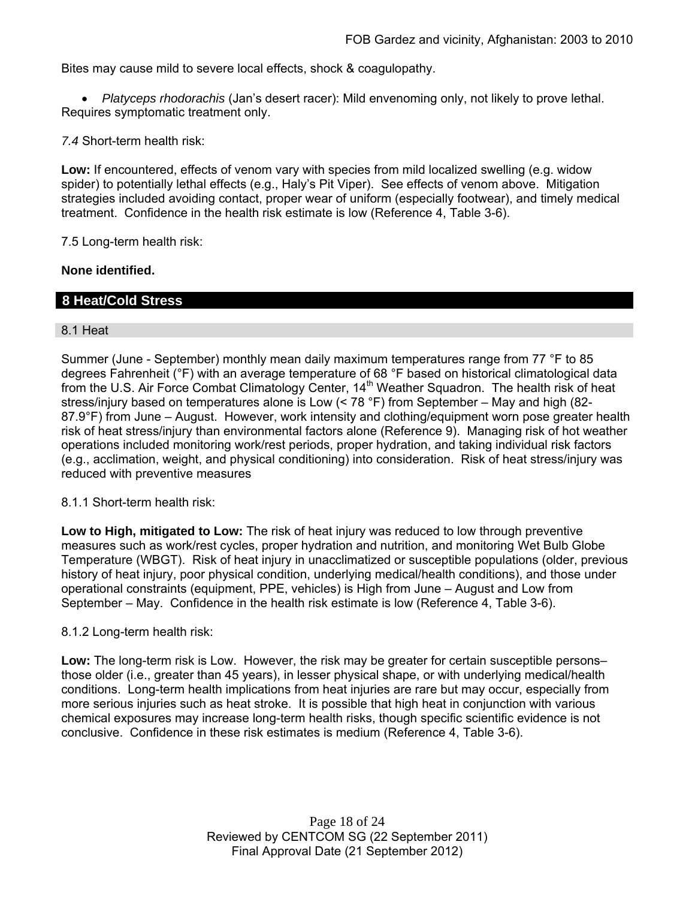Bites may cause mild to severe local effects, shock & coagulopathy.

- *Platyceps rhodorachis* (Jan's desert racer): Mild envenoming only, not likely to prove lethal. Requires symptomatic treatment only.

*7.4* Short-term health risk:

**Low:** If encountered, effects of venom vary with species from mild localized swelling (e.g. widow spider) to potentially lethal effects (e.g., Haly's Pit Viper). See effects of venom above. Mitigation strategies included avoiding contact, proper wear of uniform (especially footwear), and timely medical treatment. Confidence in the health risk estimate is low (Reference 4, Table 3-6).

7.5 Long-term health risk:

**None identified.**

## 8 Heat/Cold Stress

### 8.1 Heat

Summer (June - September) monthly mean daily maximum temperatures range from 77 °F to 85 degrees Fahrenheit (°F) with an average temperature of 68 °F based on historical climatological data from the U.S. Air Force Combat Climatology Center, 14th Weather Squadron. The health risk of heat stress/injury based on temperatures alone is Low (< 78 °F) from September – May and high (82-87.9°F) from June – August. However, work intensity and clothing/equipment worn pose greater health risk of heat stress/injury than environmental factors alone (Reference 9). Managing risk of hot weather operations included monitoring work/rest periods, proper hydration, and taking individual risk factors (e.g., acclimation, weight, and physical conditioning) into consideration. Risk of heat stress/injury was reduced with preventive measures

8.1.1 Short-term health risk:

**Low to High, mitigated to Low:** The risk of heat injury was reduced to low through preventive measures such as work/rest cycles, proper hydration and nutrition, and monitoring Wet Bulb Globe Temperature (WBGT). Risk of heat injury in unacclimatized or susceptible populations (older, previous history of heat injury, poor physical condition, underlying medical/health conditions), and those under operational constraints (equipment, PPE, vehicles) is High from June – August and Low from September – May. Confidence in the health risk estimate is low (Reference 4, Table 3-6).

8.1.2 Long-term health risk:

**Low:** The long-term risk is Low. However, the risk may be greater for certain susceptible persons– those older (i.e., greater than 45 years), in lesser physical shape, or with underlying medical/health conditions. Long-term health implications from heat injuries are rare but may occur, especially from more serious injuries such as heat stroke. It is possible that high heat in conjunction with various chemical exposures may increase long-term health risks, though specific scientific evidence is not conclusive. Confidence in these risk estimates is medium (Reference 4, Table 3-6).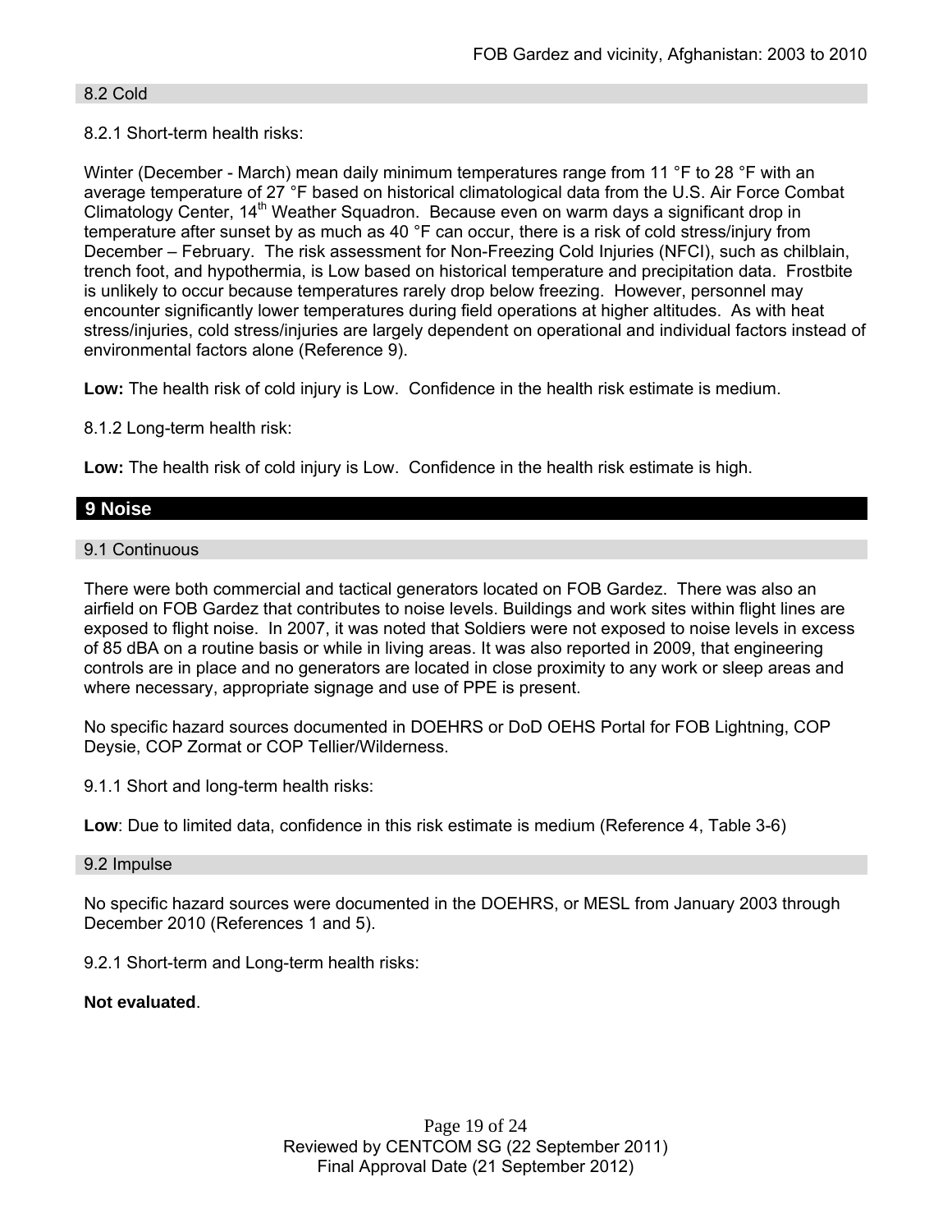### 8.2 Cold

8.2.1 Short-term health risks:

Winter (December - March) mean daily minimum temperatures range from 11 °F to 28 °F with an average temperature of 27 °F based on historical climatological data from the U.S. Air Force Combat Climatology Center, 14th Weather Squadron. Because even on warm days a significant drop in temperature after sunset by as much as 40 °F can occur, there is a risk of cold stress/injury from December – February. The risk assessment for Non-Freezing Cold Injuries (NFCI), such as chilblain, trench foot, and hypothermia, is Low based on historical temperature and precipitation data. Frostbite is unlikely to occur because temperatures rarely drop below freezing. However, personnel may encounter significantly lower temperatures during field operations at higher altitudes. As with heat stress/injuries, cold stress/injuries are largely dependent on operational and individual factors instead of environmental factors alone (Reference 9).

**Low:** The health risk of cold injury is Low. Confidence in the health risk estimate is medium.

8.1.2 Long-term health risk:

**Low:** The health risk of cold injury is Low. Confidence in the health risk estimate is high.

## 9 Noise

### 9.1 Continuous

There were both commercial and tactical generators located on FOB Gardez. There was also an airfield on FOB Gardez that contributes to noise levels. Buildings and work sites within flight lines are exposed to flight noise. In 2007, it was noted that Soldiers were not exposed to noise levels in excess of 85 dBA on a routine basis or while in living areas. It was also reported in 2009, that engineering controls are in place and no generators are located in close proximity to any work or sleep areas and where necessary, appropriate signage and use of PPE is present.

No specific hazard sources documented in DOEHRS or DoD OEHS Portal for FOB Lightning, COP Deysie, COP Zormat or COP Tellier/Wilderness.

9.1.1 Short and long-term health risks:

**Low**: Due to limited data, confidence in this risk estimate is medium (Reference 4, Table 3-6)

### 9.2 Impulse

No specific hazard sources were documented in the DOEHRS, or MESL from January 2003 through December 2010 (References 1 and 5).

9.2.1 Short-term and Long-term health risks:

**Not evaluated**.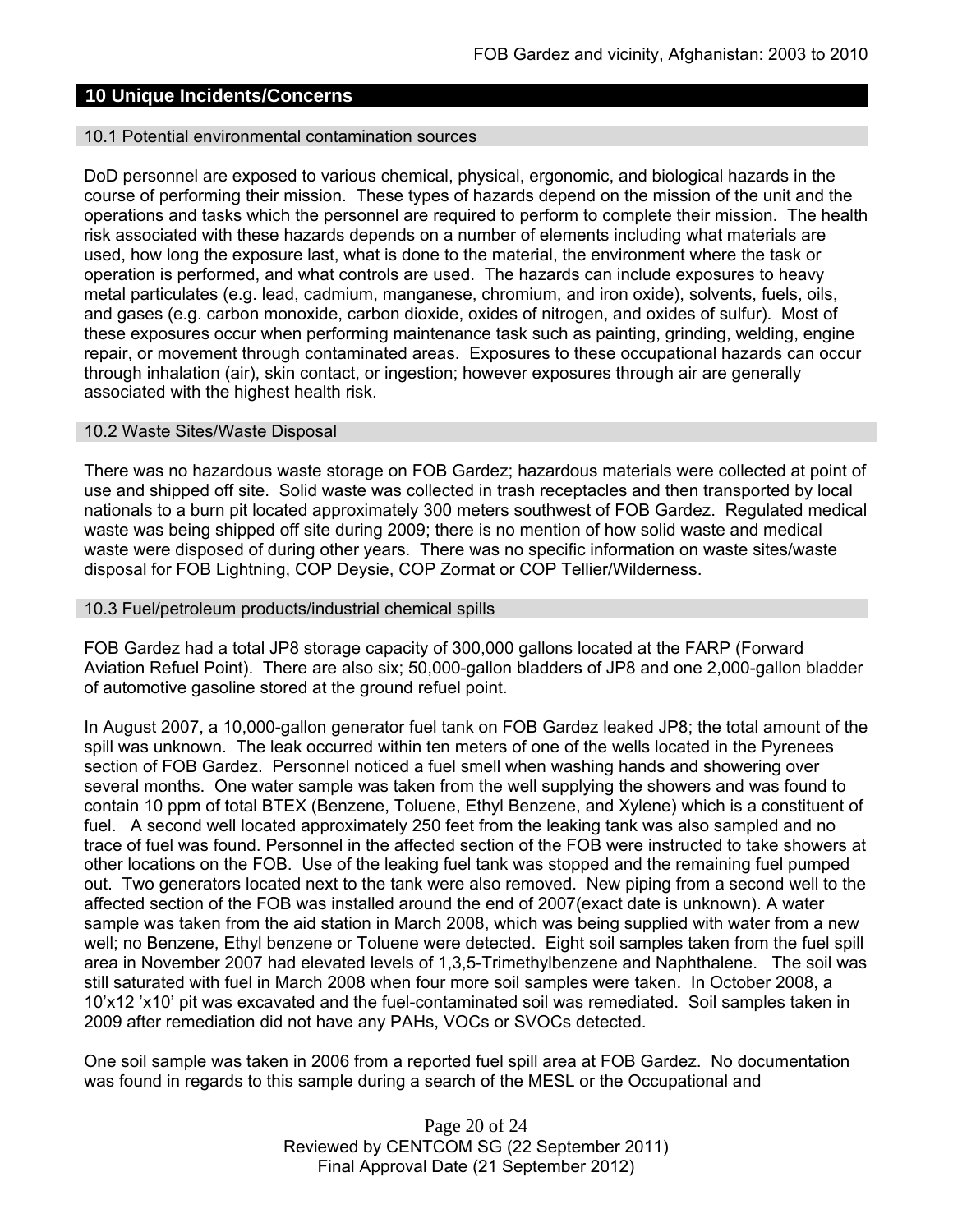## 10 Unique Incidents/Concerns

### 10.1 Potential environmental contamination sources

DoD personnel are exposed to various chemical, physical, ergonomic, and biological hazards in the course of performing their mission. These types of hazards depend on the mission of the unit and the operations and tasks which the personnel are required to perform to complete their mission. The health risk associated with these hazards depends on a number of elements including what materials are used, how long the exposure last, what is done to the material, the environment where the task or operation is performed, and what controls are used. The hazards can include exposures to heavy metal particulates (e.g. lead, cadmium, manganese, chromium, and iron oxide), solvents, fuels, oils, and gases (e.g. carbon monoxide, carbon dioxide, oxides of nitrogen, and oxides of sulfur). Most of these exposures occur when performing maintenance task such as painting, grinding, welding, engine repair, or movement through contaminated areas. Exposures to these occupational hazards can occur through inhalation (air), skin contact, or ingestion; however exposures through air are generally associated with the highest health risk.

### 10.2 Waste Sites/Waste Disposal

There was no hazardous waste storage on FOB Gardez; hazardous materials were collected at point of use and shipped off site. Solid waste was collected in trash receptacles and then transported by local nationals to a burn pit located approximately 300 meters southwest of FOB Gardez. Regulated medical waste was being shipped off site during 2009; there is no mention of how solid waste and medical waste were disposed of during other years. There was no specific information on waste sites/waste disposal for FOB Lightning, COP Deysie, COP Zormat or COP Tellier/Wilderness.

### 10.3 Fuel/petroleum products/industrial chemical spills

FOB Gardez had a total JP8 storage capacity of 300,000 gallons located at the FARP (Forward Aviation Refuel Point). There are also six; 50,000-gallon bladders of JP8 and one 2,000-gallon bladder of automotive gasoline stored at the ground refuel point.

In August 2007, a 10,000-gallon generator fuel tank on FOB Gardez leaked JP8; the total amount of the spill was unknown. The leak occurred within ten meters of one of the wells located in the Pyrenees section of FOB Gardez. Personnel noticed a fuel smell when washing hands and showering over several months. One water sample was taken from the well supplying the showers and was found to contain 10 ppm of total BTEX (Benzene, Toluene, Ethyl Benzene, and Xylene) which is a constituent of fuel. A second well located approximately 250 feet from the leaking tank was also sampled and no trace of fuel was found. Personnel in the affected section of the FOB were instructed to take showers at other locations on the FOB. Use of the leaking fuel tank was stopped and the remaining fuel pumped out. Two generators located next to the tank were also removed. New piping from a second well to the affected section of the FOB was installed around the end of 2007(exact date is unknown). A water sample was taken from the aid station in March 2008, which was being supplied with water from a new well; no Benzene, Ethyl benzene or Toluene were detected. Eight soil samples taken from the fuel spill area in November 2007 had elevated levels of 1,3,5-Trimethylbenzene and Naphthalene. The soil was still saturated with fuel in March 2008 when four more soil samples were taken. In October 2008, a 10'x12 'x10' pit was excavated and the fuel-contaminated soil was remediated. Soil samples taken in 2009 after remediation did not have any PAHs, VOCs or SVOCs detected.

One soil sample was taken in 2006 from a reported fuel spill area at FOB Gardez. No documentation was found in regards to this sample during a search of the MESL or the Occupational and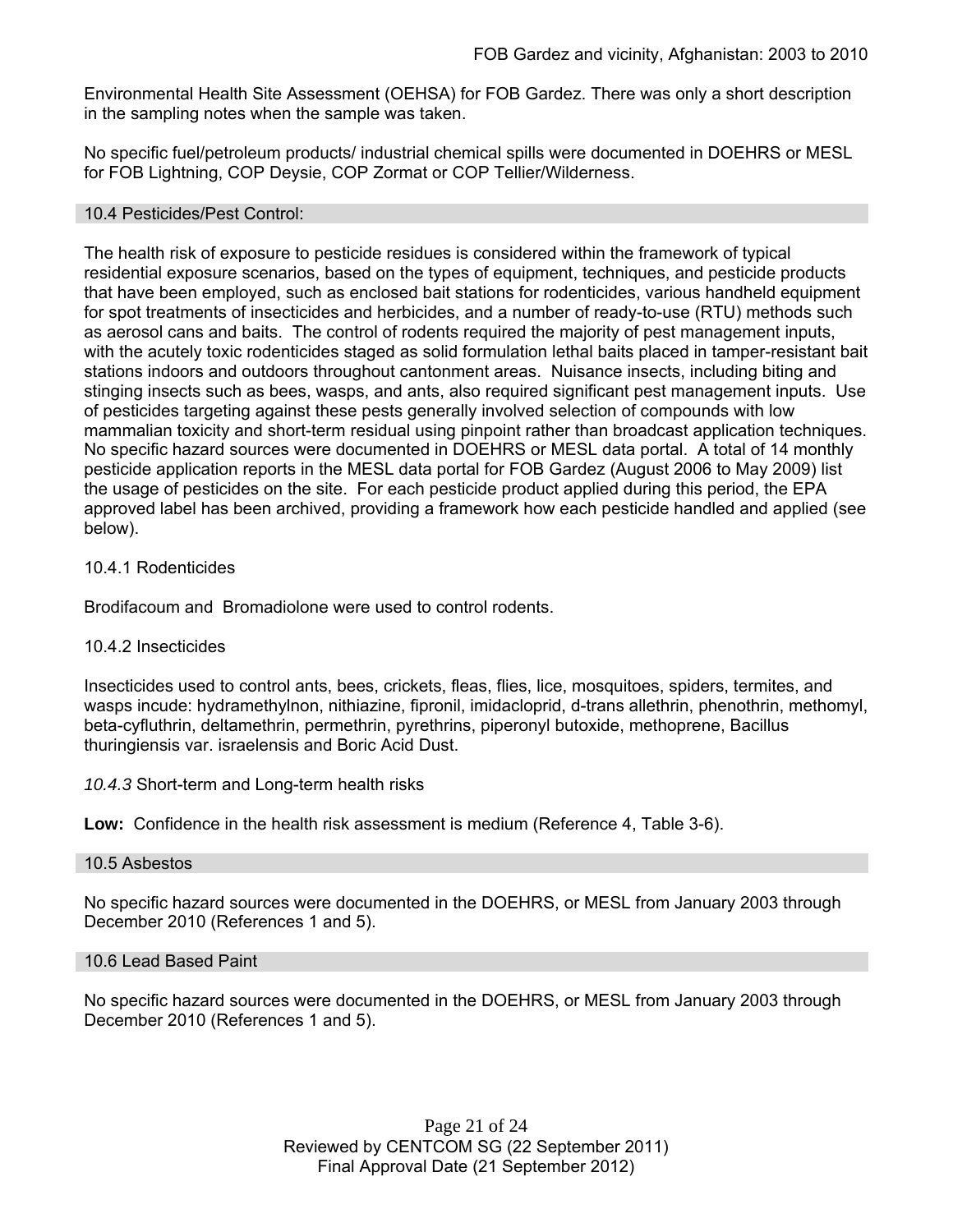Environmental Health Site Assessment (OEHSA) for FOB Gardez. There was only a short description in the sampling notes when the sample was taken.

No specific fuel/petroleum products/ industrial chemical spills were documented in DOEHRS or MESL for FOB Lightning, COP Deysie, COP Zormat or COP Tellier/Wilderness.

## 10.4 Pesticides/Pest Control:

The health risk of exposure to pesticide residues is considered within the framework of typical residential exposure scenarios, based on the types of equipment, techniques, and pesticide products that have been employed, such as enclosed bait stations for rodenticides, various handheld equipment for spot treatments of insecticides and herbicides, and a number of ready-to-use (RTU) methods such as aerosol cans and baits. The control of rodents required the majority of pest management inputs, with the acutely toxic rodenticides staged as solid formulation lethal baits placed in tamper-resistant bait stations indoors and outdoors throughout cantonment areas. Nuisance insects, including biting and stinging insects such as bees, wasps, and ants, also required significant pest management inputs. Use of pesticides targeting against these pests generally involved selection of compounds with low mammalian toxicity and short-term residual using pinpoint rather than broadcast application techniques. No specific hazard sources were documented in DOEHRS or MESL data portal. A total of 14 monthly pesticide application reports in the MESL data portal for FOB Gardez (August 2006 to May 2009) list the usage of pesticides on the site. For each pesticide product applied during this period, the EPA approved label has been archived, providing a framework how each pesticide handled and applied (see below).

### 10.4.1 Rodenticides

Brodifacoum and Bromadiolone were used to control rodents.

### 10.4.2 Insecticides

Insecticides used to control ants, bees, crickets, fleas, flies, lice, mosquitoes, spiders, termites, and wasps incude: hydramethylnon, nithiazine, fipronil, imidacloprid, d-trans allethrin, phenothrin, methomyl, beta-cyfluthrin, deltamethrin, permethrin, pyrethrins, piperonyl butoxide, methoprene, Bacillus thuringiensis var. israelensis and Boric Acid Dust.

### *10.4.3* Short-term and Long-term health risks

**Low:** Confidence in the health risk assessment is medium (Reference 4, Table 3-6).

## 10.5 Asbestos

No specific hazard sources were documented in the DOEHRS, or MESL from January 2003 through December 2010 (References 1 and 5).

## 10.6 Lead Based Paint

No specific hazard sources were documented in the DOEHRS, or MESL from January 2003 through December 2010 (References 1 and 5).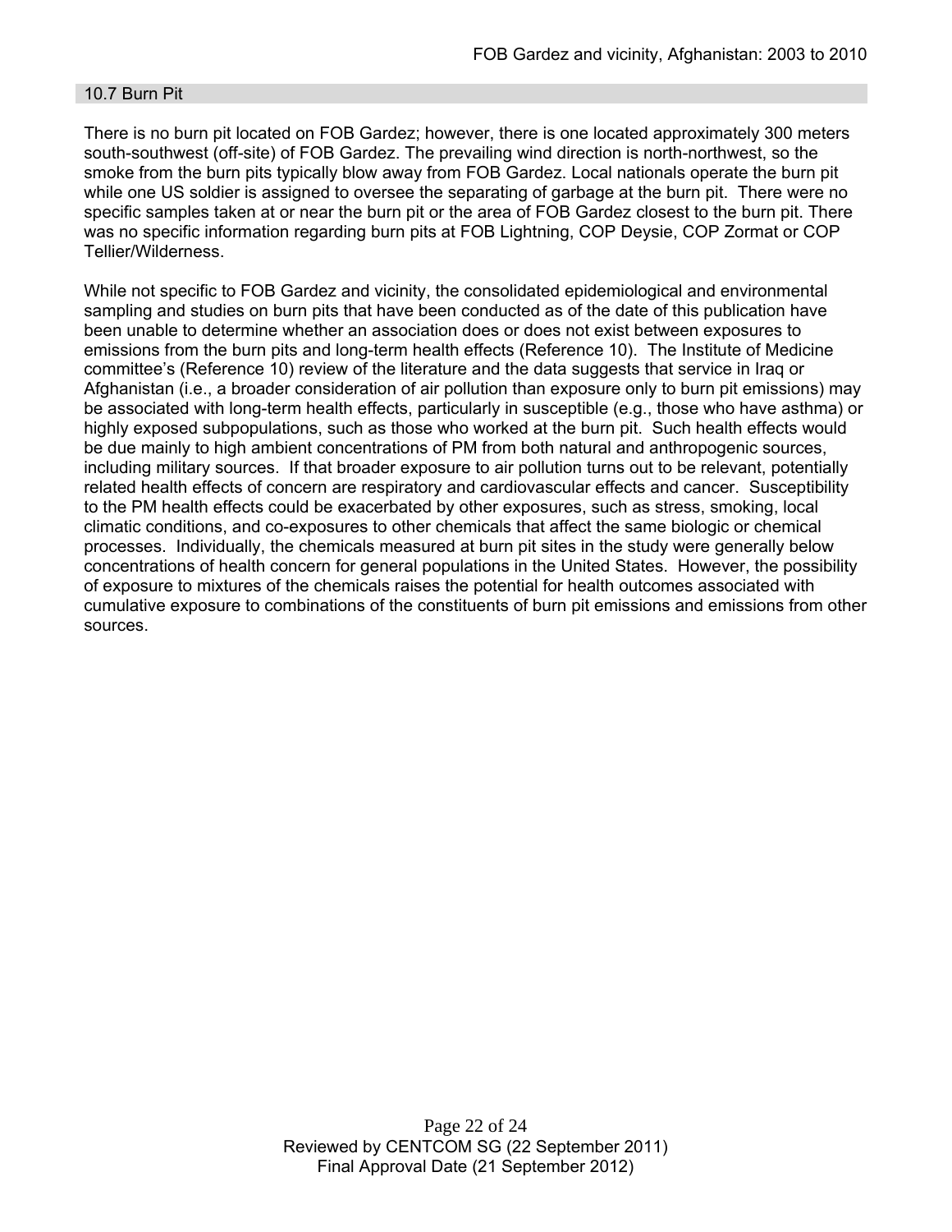## 10.7 Burn Pit

There is no burn pit located on FOB Gardez; however, there is one located approximately 300 meters south-southwest (off-site) of FOB Gardez. The prevailing wind direction is north-northwest, so the smoke from the burn pits typically blow away from FOB Gardez. Local nationals operate the burn pit while one US soldier is assigned to oversee the separating of garbage at the burn pit. There were no specific samples taken at or near the burn pit or the area of FOB Gardez closest to the burn pit. There was no specific information regarding burn pits at FOB Lightning, COP Deysie, COP Zormat or COP Tellier/Wilderness.

While not specific to FOB Gardez and vicinity, the consolidated epidemiological and environmental sampling and studies on burn pits that have been conducted as of the date of this publication have been unable to determine whether an association does or does not exist between exposures to emissions from the burn pits and long-term health effects (Reference 10). The Institute of Medicine committee's (Reference 10) review of the literature and the data suggests that service in Iraq or Afghanistan (i.e., a broader consideration of air pollution than exposure only to burn pit emissions) may be associated with long-term health effects, particularly in susceptible (e.g., those who have asthma) or highly exposed subpopulations, such as those who worked at the burn pit. Such health effects would be due mainly to high ambient concentrations of PM from both natural and anthropogenic sources, including military sources. If that broader exposure to air pollution turns out to be relevant, potentially related health effects of concern are respiratory and cardiovascular effects and cancer. Susceptibility to the PM health effects could be exacerbated by other exposures, such as stress, smoking, local climatic conditions, and co-exposures to other chemicals that affect the same biologic or chemical processes. Individually, the chemicals measured at burn pit sites in the study were generally below concentrations of health concern for general populations in the United States. However, the possibility of exposure to mixtures of the chemicals raises the potential for health outcomes associated with cumulative exposure to combinations of the constituents of burn pit emissions and emissions from other sources.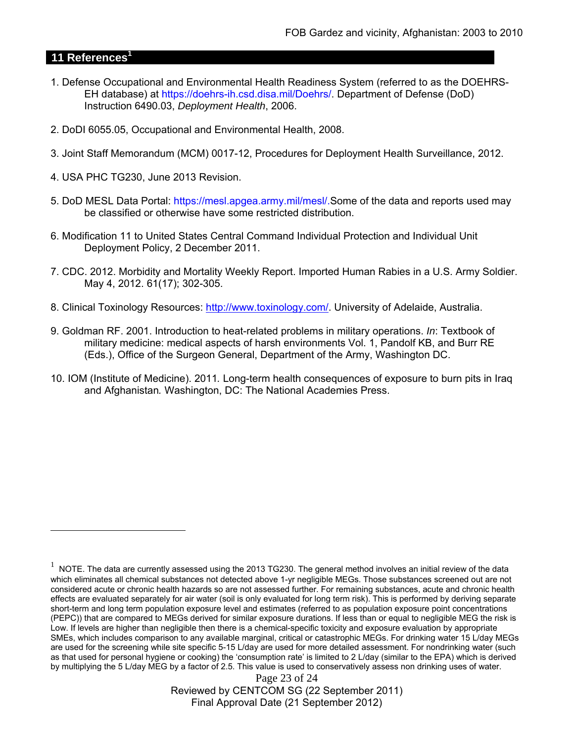## 11 References[1]

1. Defense Occupational and Environmental Health Readiness System (referred to as the DOEHRS-EH database) at https://doehrs-ih.csd.disa.mil/Doehrs/. Department of Defense (DoD) Instruction 6490.03, *Deployment Health*, 2006.

2. DoDI 6055.05, Occupational and Environmental Health, 2008.

3. Joint Staff Memorandum (MCM) 0017-12, Procedures for Deployment Health Surveillance, 2012.

4. USA PHC TG230, June 2013 Revision.

5. DoD MESL Data Portal: https://mesl.apgea.army.mil/mesl/.Some of the data and reports used may be classified or otherwise have some restricted distribution.

6. Modification 11 to United States Central Command Individual Protection and Individual Unit Deployment Policy, 2 December 2011.

7. CDC. 2012. Morbidity and Mortality Weekly Report. Imported Human Rabies in a U.S. Army Soldier. May 4, 2012. 61(17); 302-305.

8. Clinical Toxinology Resources: http://www.toxinology.com/. University of Adelaide, Australia.

9. Goldman RF. 2001. Introduction to heat-related problems in military operations. *In*: Textbook of military medicine: medical aspects of harsh environments Vol. 1, Pandolf KB, and Burr RE (Eds.), Office of the Surgeon General, Department of the Army, Washington DC.

10. IOM (Institute of Medicine). 2011*.* Long-term health consequences of exposure to burn pits in Iraq and Afghanistan*.* Washington, DC: The National Academies Press.

---

[1] NOTE. The data are currently assessed using the 2013 TG230. The general method involves an initial review of the data which eliminates all chemical substances not detected above 1-yr negligible MEGs. Those substances screened out are not considered acute or chronic health hazards so are not assessed further. For remaining substances, acute and chronic health effects are evaluated separately for air water (soil is only evaluated for long term risk). This is performed by deriving separate short-term and long term population exposure level and estimates (referred to as population exposure point concentrations (PEPC)) that are compared to MEGs derived for similar exposure durations. If less than or equal to negligible MEG the risk is Low. If levels are higher than negligible then there is a chemical-specific toxicity and exposure evaluation by appropriate SMEs, which includes comparison to any available marginal, critical or catastrophic MEGs. For drinking water 15 L/day MEGs are used for the screening while site specific 5-15 L/day are used for more detailed assessment. For nondrinking water (such as that used for personal hygiene or cooking) the 'consumption rate' is limited to 2 L/day (similar to the EPA) which is derived by multiplying the 5 L/day MEG by a factor of 2.5. This value is used to conservatively assess non drinking uses of water.

Reviewed by CENTCOM SG (22 September 2011)
Final Approval Date (21 September 2012)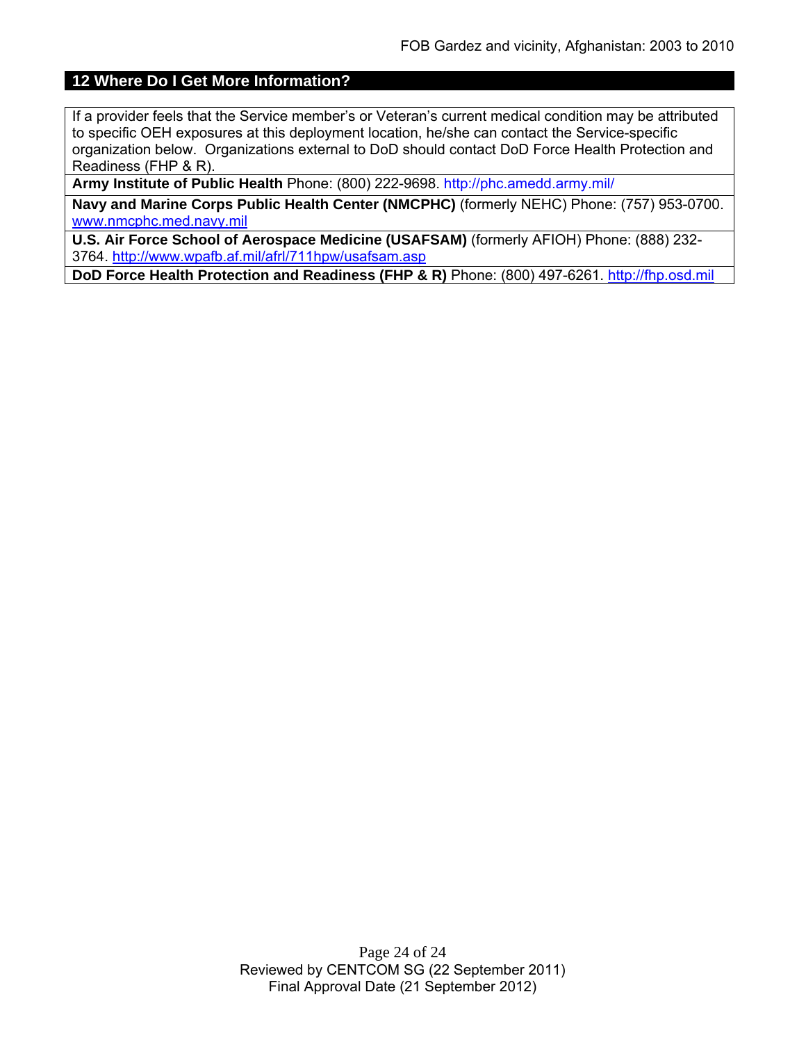## 12 Where Do I Get More Information?

If a provider feels that the Service member's or Veteran's current medical condition may be attributed to specific OEH exposures at this deployment location, he/she can contact the Service-specific organization below. Organizations external to DoD should contact DoD Force Health Protection and Readiness (FHP & R).

**Army Institute of Public Health** Phone: (800) 222-9698. http://phc.amedd.army.mil/

**Navy and Marine Corps Public Health Center (NMCPHC)** (formerly NEHC) Phone: (757) 953-0700. www.nmcphc.med.navy.mil

**U.S. Air Force School of Aerospace Medicine (USAFSAM)** (formerly AFIOH) Phone: (888) 232-3764. http://www.wpafb.af.mil/afrl/711hpw/usafsam.asp

**DoD Force Health Protection and Readiness (FHP & R)** Phone: (800) 497-6261. http://fhp.osd.mil

Reviewed by CENTCOM SG (22 September 2011)
Final Approval Date (21 September 2012)